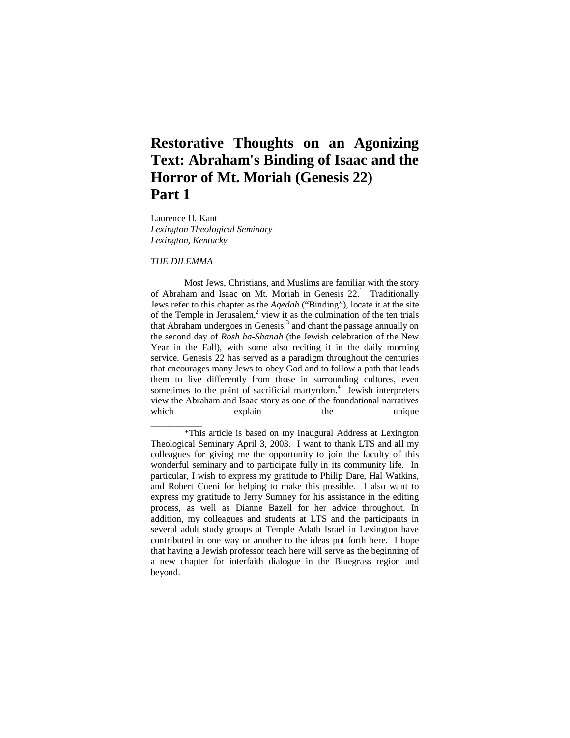# Restorative Thoughts on an Agonizing Text: Abraham's Binding of Isaac and the Horror of Mt. Moriah (Genesis 22) Part 1

Laurence H. Kant
*Lexington Theological Seminary*
*Lexington, Kentucky*

*THE DILEMMA*

Most Jews, Christians, and Muslims are familiar with the story of Abraham and Isaac on Mt. Moriah in Genesis 22.[1] Traditionally Jews refer to this chapter as the *Aqedah* ("Binding"), locate it at the site of the Temple in Jerusalem,[2] view it as the culmination of the ten trials that Abraham undergoes in Genesis,[3] and chant the passage annually on the second day of *Rosh ha-Shanah* (the Jewish celebration of the New Year in the Fall), with some also reciting it in the daily morning service. Genesis 22 has served as a paradigm throughout the centuries that encourages many Jews to obey God and to follow a path that leads them to live differently from those in surrounding cultures, even sometimes to the point of sacrificial martyrdom.[4] Jewish interpreters view the Abraham and Isaac story as one of the foundational narratives which explain the unique

---

*This article is based on my Inaugural Address at Lexington Theological Seminary April 3, 2003. I want to thank LTS and all my colleagues for giving me the opportunity to join the faculty of this wonderful seminary and to participate fully in its community life. In particular, I wish to express my gratitude to Philip Dare, Hal Watkins, and Robert Cueni for helping to make this possible. I also want to express my gratitude to Jerry Sumney for his assistance in the editing process, as well as Dianne Bazell for her advice throughout. In addition, my colleagues and students at LTS and the participants in several adult study groups at Temple Adath Israel in Lexington have contributed in one way or another to the ideas put forth here. I hope that having a Jewish professor teach here will serve as the beginning of a new chapter for interfaith dialogue in the Bluegrass region and beyond.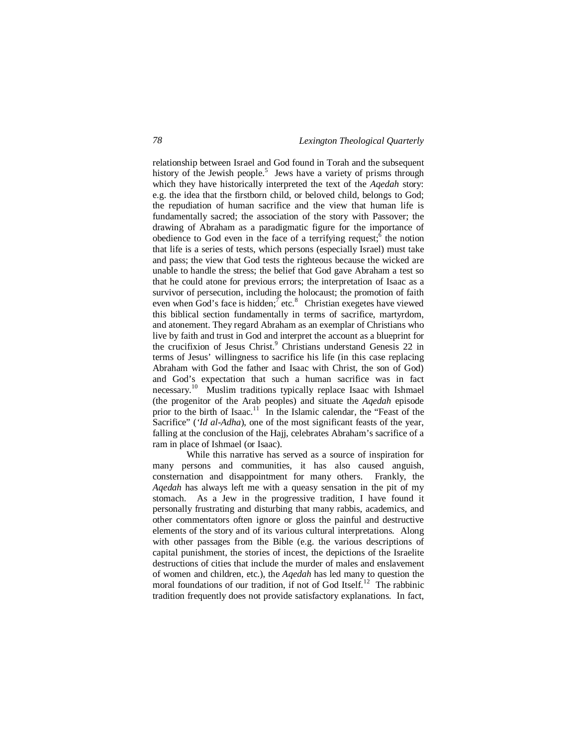relationship between Israel and God found in Torah and the subsequent history of the Jewish people.[5] Jews have a variety of prisms through which they have historically interpreted the text of the *Aqedah* story: e.g. the idea that the firstborn child, or beloved child, belongs to God; the repudiation of human sacrifice and the view that human life is fundamentally sacred; the association of the story with Passover; the drawing of Abraham as a paradigmatic figure for the importance of obedience to God even in the face of a terrifying request;[6] the notion that life is a series of tests, which persons (especially Israel) must take and pass; the view that God tests the righteous because the wicked are unable to handle the stress; the belief that God gave Abraham a test so that he could atone for previous errors; the interpretation of Isaac as a survivor of persecution, including the holocaust; the promotion of faith even when God's face is hidden;[7] etc.[8] Christian exegetes have viewed this biblical section fundamentally in terms of sacrifice, martyrdom, and atonement. They regard Abraham as an exemplar of Christians who live by faith and trust in God and interpret the account as a blueprint for the crucifixion of Jesus Christ.[9] Christians understand Genesis 22 in terms of Jesus' willingness to sacrifice his life (in this case replacing Abraham with God the father and Isaac with Christ, the son of God) and God's expectation that such a human sacrifice was in fact necessary.[10] Muslim traditions typically replace Isaac with Ishmael (the progenitor of the Arab peoples) and situate the *Aqedah* episode prior to the birth of Isaac.[11] In the Islamic calendar, the "Feast of the Sacrifice" (*'Id al-Adha*), one of the most significant feasts of the year, falling at the conclusion of the Hajj, celebrates Abraham's sacrifice of a ram in place of Ishmael (or Isaac).

While this narrative has served as a source of inspiration for many persons and communities, it has also caused anguish, consternation and disappointment for many others. Frankly, the *Aqedah* has always left me with a queasy sensation in the pit of my stomach. As a Jew in the progressive tradition, I have found it personally frustrating and disturbing that many rabbis, academics, and other commentators often ignore or gloss the painful and destructive elements of the story and of its various cultural interpretations. Along with other passages from the Bible (e.g. the various descriptions of capital punishment, the stories of incest, the depictions of the Israelite destructions of cities that include the murder of males and enslavement of women and children, etc.), the *Aqedah* has led many to question the moral foundations of our tradition, if not of God Itself.[12] The rabbinic tradition frequently does not provide satisfactory explanations. In fact,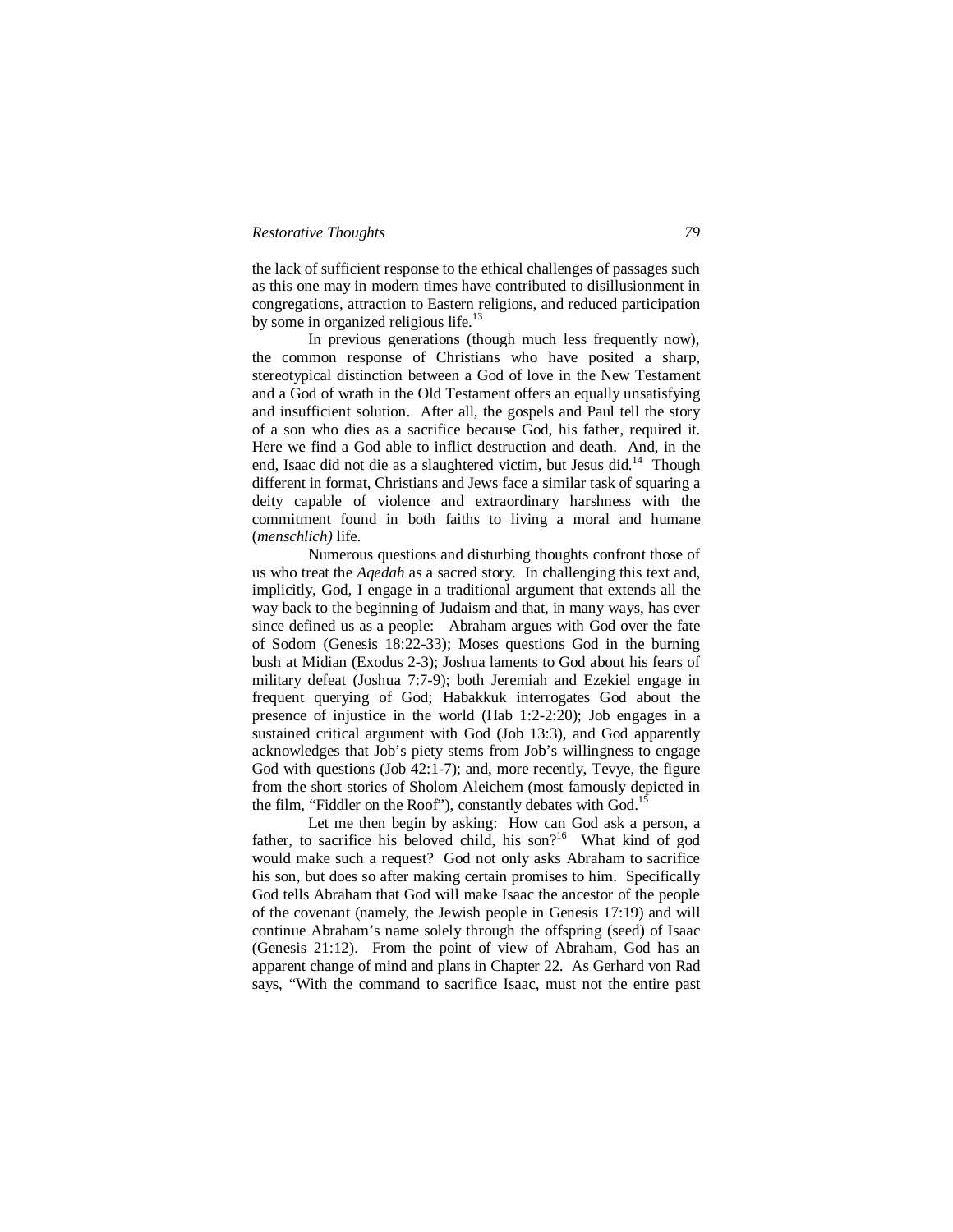the lack of sufficient response to the ethical challenges of passages such as this one may in modern times have contributed to disillusionment in congregations, attraction to Eastern religions, and reduced participation by some in organized religious life.[13]

In previous generations (though much less frequently now), the common response of Christians who have posited a sharp, stereotypical distinction between a God of love in the New Testament and a God of wrath in the Old Testament offers an equally unsatisfying and insufficient solution. After all, the gospels and Paul tell the story of a son who dies as a sacrifice because God, his father, required it. Here we find a God able to inflict destruction and death. And, in the end, Isaac did not die as a slaughtered victim, but Jesus did.[14] Though different in format, Christians and Jews face a similar task of squaring a deity capable of violence and extraordinary harshness with the commitment found in both faiths to living a moral and humane (*menschlich)* life.

Numerous questions and disturbing thoughts confront those of us who treat the *Aqedah* as a sacred story. In challenging this text and, implicitly, God, I engage in a traditional argument that extends all the way back to the beginning of Judaism and that, in many ways, has ever since defined us as a people: Abraham argues with God over the fate of Sodom (Genesis 18:22-33); Moses questions God in the burning bush at Midian (Exodus 2-3); Joshua laments to God about his fears of military defeat (Joshua 7:7-9); both Jeremiah and Ezekiel engage in frequent querying of God; Habakkuk interrogates God about the presence of injustice in the world (Hab 1:2-2:20); Job engages in a sustained critical argument with God (Job 13:3), and God apparently acknowledges that Job's piety stems from Job's willingness to engage God with questions (Job 42:1-7); and, more recently, Tevye, the figure from the short stories of Sholom Aleichem (most famously depicted in the film, "Fiddler on the Roof"), constantly debates with God.[15]

Let me then begin by asking: How can God ask a person, a father, to sacrifice his beloved child, his son?[16] What kind of god would make such a request? God not only asks Abraham to sacrifice his son, but does so after making certain promises to him. Specifically God tells Abraham that God will make Isaac the ancestor of the people of the covenant (namely, the Jewish people in Genesis 17:19) and will continue Abraham's name solely through the offspring (seed) of Isaac (Genesis 21:12). From the point of view of Abraham, God has an apparent change of mind and plans in Chapter 22. As Gerhard von Rad says, "With the command to sacrifice Isaac, must not the entire past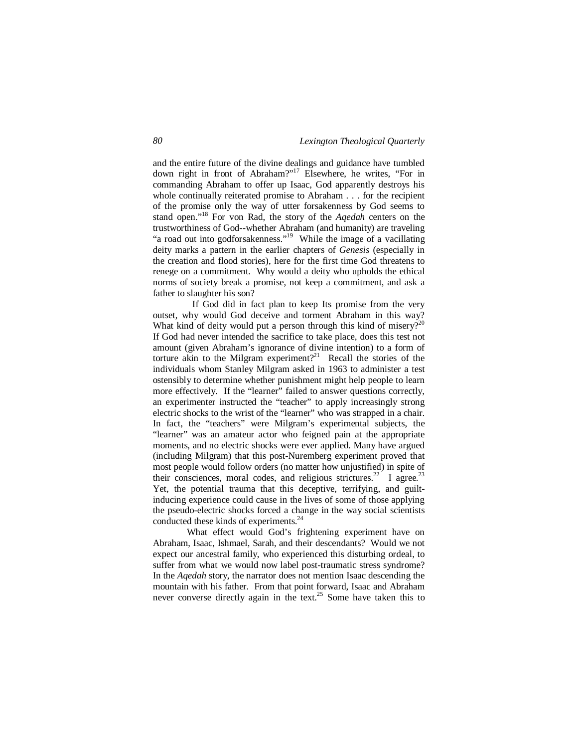and the entire future of the divine dealings and guidance have tumbled down right in front of Abraham?"[17] Elsewhere, he writes, "For in commanding Abraham to offer up Isaac, God apparently destroys his whole continually reiterated promise to Abraham . . . for the recipient of the promise only the way of utter forsakenness by God seems to stand open."[18] For von Rad, the story of the *Aqedah* centers on the trustworthiness of God--whether Abraham (and humanity) are traveling "a road out into godforsakenness."[19] While the image of a vacillating deity marks a pattern in the earlier chapters of *Genesis* (especially in the creation and flood stories), here for the first time God threatens to renege on a commitment. Why would a deity who upholds the ethical norms of society break a promise, not keep a commitment, and ask a father to slaughter his son?

If God did in fact plan to keep Its promise from the very outset, why would God deceive and torment Abraham in this way? What kind of deity would put a person through this kind of misery?[20] If God had never intended the sacrifice to take place, does this test not amount (given Abraham's ignorance of divine intention) to a form of torture akin to the Milgram experiment?[21] Recall the stories of the individuals whom Stanley Milgram asked in 1963 to administer a test ostensibly to determine whether punishment might help people to learn more effectively. If the "learner" failed to answer questions correctly, an experimenter instructed the "teacher" to apply increasingly strong electric shocks to the wrist of the "learner" who was strapped in a chair. In fact, the "teachers" were Milgram's experimental subjects, the "learner" was an amateur actor who feigned pain at the appropriate moments, and no electric shocks were ever applied. Many have argued (including Milgram) that this post-Nuremberg experiment proved that most people would follow orders (no matter how unjustified) in spite of their consciences, moral codes, and religious strictures.[22] I agree.[23] Yet, the potential trauma that this deceptive, terrifying, and guilt-inducing experience could cause in the lives of some of those applying the pseudo-electric shocks forced a change in the way social scientists conducted these kinds of experiments.[24]

What effect would God's frightening experiment have on Abraham, Isaac, Ishmael, Sarah, and their descendants? Would we not expect our ancestral family, who experienced this disturbing ordeal, to suffer from what we would now label post-traumatic stress syndrome? In the *Aqedah* story, the narrator does not mention Isaac descending the mountain with his father. From that point forward, Isaac and Abraham never converse directly again in the text.[25] Some have taken this to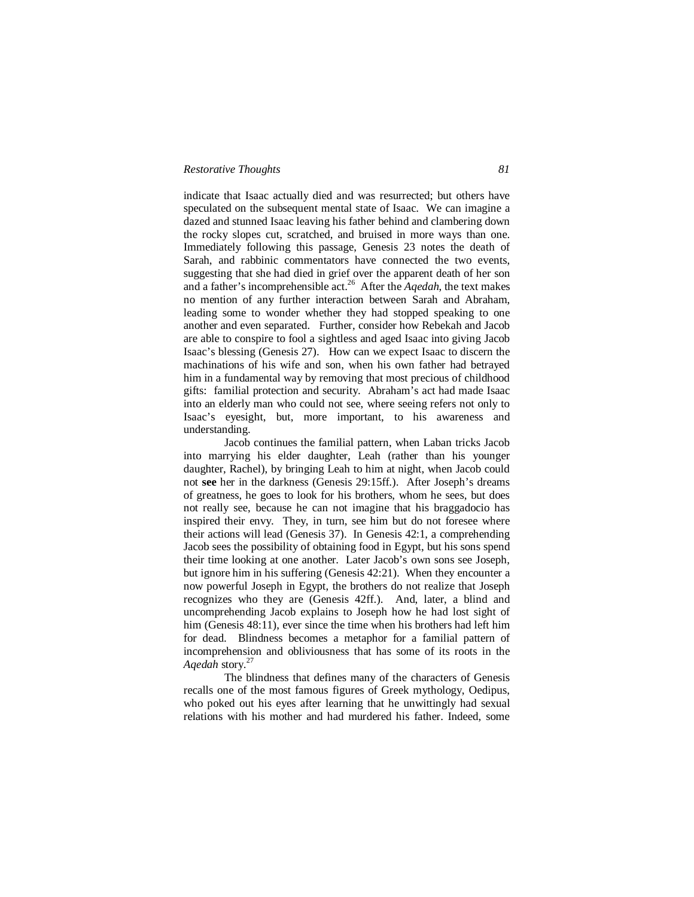indicate that Isaac actually died and was resurrected; but others have speculated on the subsequent mental state of Isaac. We can imagine a dazed and stunned Isaac leaving his father behind and clambering down the rocky slopes cut, scratched, and bruised in more ways than one. Immediately following this passage, Genesis 23 notes the death of Sarah, and rabbinic commentators have connected the two events, suggesting that she had died in grief over the apparent death of her son and a father's incomprehensible act.[26] After the *Aqedah*, the text makes no mention of any further interaction between Sarah and Abraham, leading some to wonder whether they had stopped speaking to one another and even separated. Further, consider how Rebekah and Jacob are able to conspire to fool a sightless and aged Isaac into giving Jacob Isaac's blessing (Genesis 27). How can we expect Isaac to discern the machinations of his wife and son, when his own father had betrayed him in a fundamental way by removing that most precious of childhood gifts: familial protection and security. Abraham's act had made Isaac into an elderly man who could not see, where seeing refers not only to Isaac's eyesight, but, more important, to his awareness and understanding.

Jacob continues the familial pattern, when Laban tricks Jacob into marrying his elder daughter, Leah (rather than his younger daughter, Rachel), by bringing Leah to him at night, when Jacob could not **see** her in the darkness (Genesis 29:15ff.). After Joseph's dreams of greatness, he goes to look for his brothers, whom he sees, but does not really see, because he can not imagine that his braggadocio has inspired their envy. They, in turn, see him but do not foresee where their actions will lead (Genesis 37). In Genesis 42:1, a comprehending Jacob sees the possibility of obtaining food in Egypt, but his sons spend their time looking at one another. Later Jacob's own sons see Joseph, but ignore him in his suffering (Genesis 42:21). When they encounter a now powerful Joseph in Egypt, the brothers do not realize that Joseph recognizes who they are (Genesis 42ff.). And, later, a blind and uncomprehending Jacob explains to Joseph how he had lost sight of him (Genesis 48:11), ever since the time when his brothers had left him for dead. Blindness becomes a metaphor for a familial pattern of incomprehension and obliviousness that has some of its roots in the *Aqedah* story.[27]

The blindness that defines many of the characters of Genesis recalls one of the most famous figures of Greek mythology, Oedipus, who poked out his eyes after learning that he unwittingly had sexual relations with his mother and had murdered his father. Indeed, some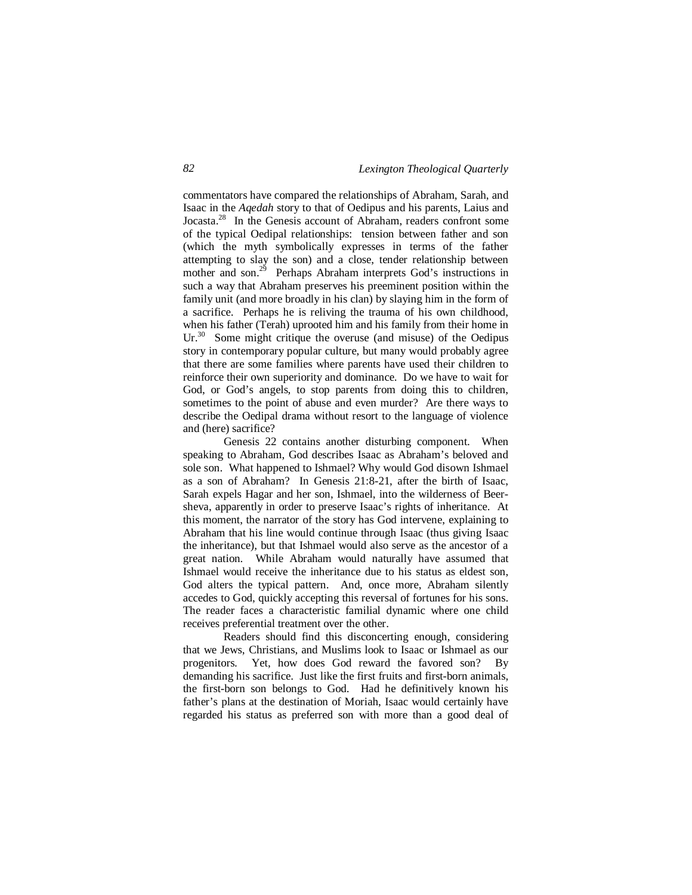commentators have compared the relationships of Abraham, Sarah, and Isaac in the *Aqedah* story to that of Oedipus and his parents, Laius and Jocasta.[28] In the Genesis account of Abraham, readers confront some of the typical Oedipal relationships: tension between father and son (which the myth symbolically expresses in terms of the father attempting to slay the son) and a close, tender relationship between mother and son.[29] Perhaps Abraham interprets God's instructions in such a way that Abraham preserves his preeminent position within the family unit (and more broadly in his clan) by slaying him in the form of a sacrifice. Perhaps he is reliving the trauma of his own childhood, when his father (Terah) uprooted him and his family from their home in Ur.[30] Some might critique the overuse (and misuse) of the Oedipus story in contemporary popular culture, but many would probably agree that there are some families where parents have used their children to reinforce their own superiority and dominance. Do we have to wait for God, or God's angels, to stop parents from doing this to children, sometimes to the point of abuse and even murder? Are there ways to describe the Oedipal drama without resort to the language of violence and (here) sacrifice?

Genesis 22 contains another disturbing component. When speaking to Abraham, God describes Isaac as Abraham's beloved and sole son. What happened to Ishmael? Why would God disown Ishmael as a son of Abraham? In Genesis 21:8-21, after the birth of Isaac, Sarah expels Hagar and her son, Ishmael, into the wilderness of Beer-sheva, apparently in order to preserve Isaac's rights of inheritance. At this moment, the narrator of the story has God intervene, explaining to Abraham that his line would continue through Isaac (thus giving Isaac the inheritance), but that Ishmael would also serve as the ancestor of a great nation. While Abraham would naturally have assumed that Ishmael would receive the inheritance due to his status as eldest son, God alters the typical pattern. And, once more, Abraham silently accedes to God, quickly accepting this reversal of fortunes for his sons. The reader faces a characteristic familial dynamic where one child receives preferential treatment over the other.

Readers should find this disconcerting enough, considering that we Jews, Christians, and Muslims look to Isaac or Ishmael as our progenitors. Yet, how does God reward the favored son? By demanding his sacrifice. Just like the first fruits and first-born animals, the first-born son belongs to God. Had he definitively known his father's plans at the destination of Moriah, Isaac would certainly have regarded his status as preferred son with more than a good deal of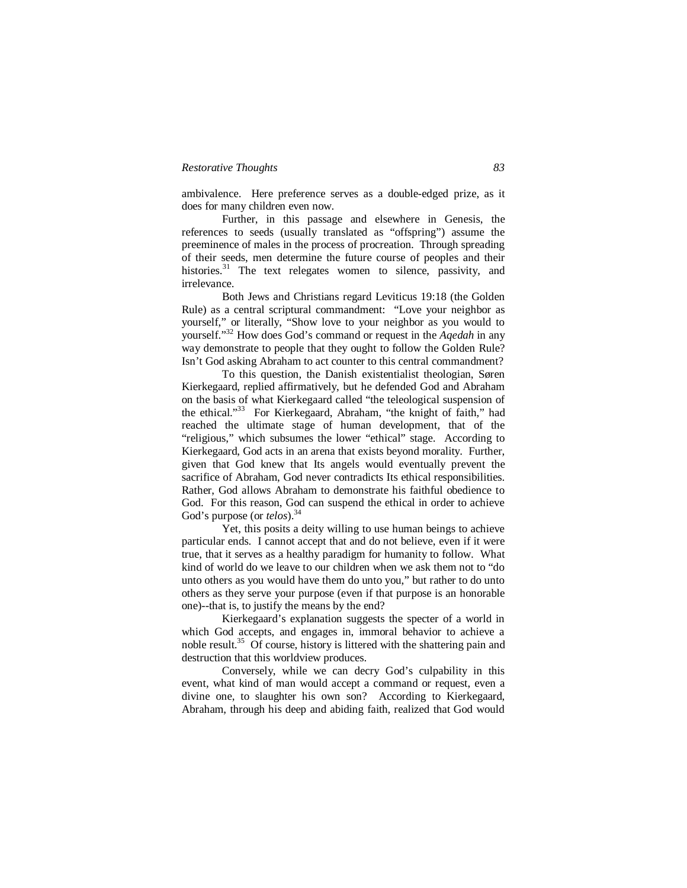ambivalence. Here preference serves as a double-edged prize, as it does for many children even now.

Further, in this passage and elsewhere in Genesis, the references to seeds (usually translated as "offspring") assume the preeminence of males in the process of procreation. Through spreading of their seeds, men determine the future course of peoples and their histories.[31] The text relegates women to silence, passivity, and irrelevance.

Both Jews and Christians regard Leviticus 19:18 (the Golden Rule) as a central scriptural commandment: "Love your neighbor as yourself," or literally, "Show love to your neighbor as you would to yourself."[32] How does God's command or request in the *Aqedah* in any way demonstrate to people that they ought to follow the Golden Rule? Isn't God asking Abraham to act counter to this central commandment?

To this question, the Danish existentialist theologian, Søren Kierkegaard, replied affirmatively, but he defended God and Abraham on the basis of what Kierkegaard called "the teleological suspension of the ethical."[33] For Kierkegaard, Abraham, "the knight of faith," had reached the ultimate stage of human development, that of the "religious," which subsumes the lower "ethical" stage. According to Kierkegaard, God acts in an arena that exists beyond morality. Further, given that God knew that Its angels would eventually prevent the sacrifice of Abraham, God never contradicts Its ethical responsibilities. Rather, God allows Abraham to demonstrate his faithful obedience to God. For this reason, God can suspend the ethical in order to achieve God's purpose (or *telos*).[34]

Yet, this posits a deity willing to use human beings to achieve particular ends. I cannot accept that and do not believe, even if it were true, that it serves as a healthy paradigm for humanity to follow. What kind of world do we leave to our children when we ask them not to "do unto others as you would have them do unto you," but rather to do unto others as they serve your purpose (even if that purpose is an honorable one)--that is, to justify the means by the end?

Kierkegaard's explanation suggests the specter of a world in which God accepts, and engages in, immoral behavior to achieve a noble result.[35] Of course, history is littered with the shattering pain and destruction that this worldview produces.

Conversely, while we can decry God's culpability in this event, what kind of man would accept a command or request, even a divine one, to slaughter his own son? According to Kierkegaard, Abraham, through his deep and abiding faith, realized that God would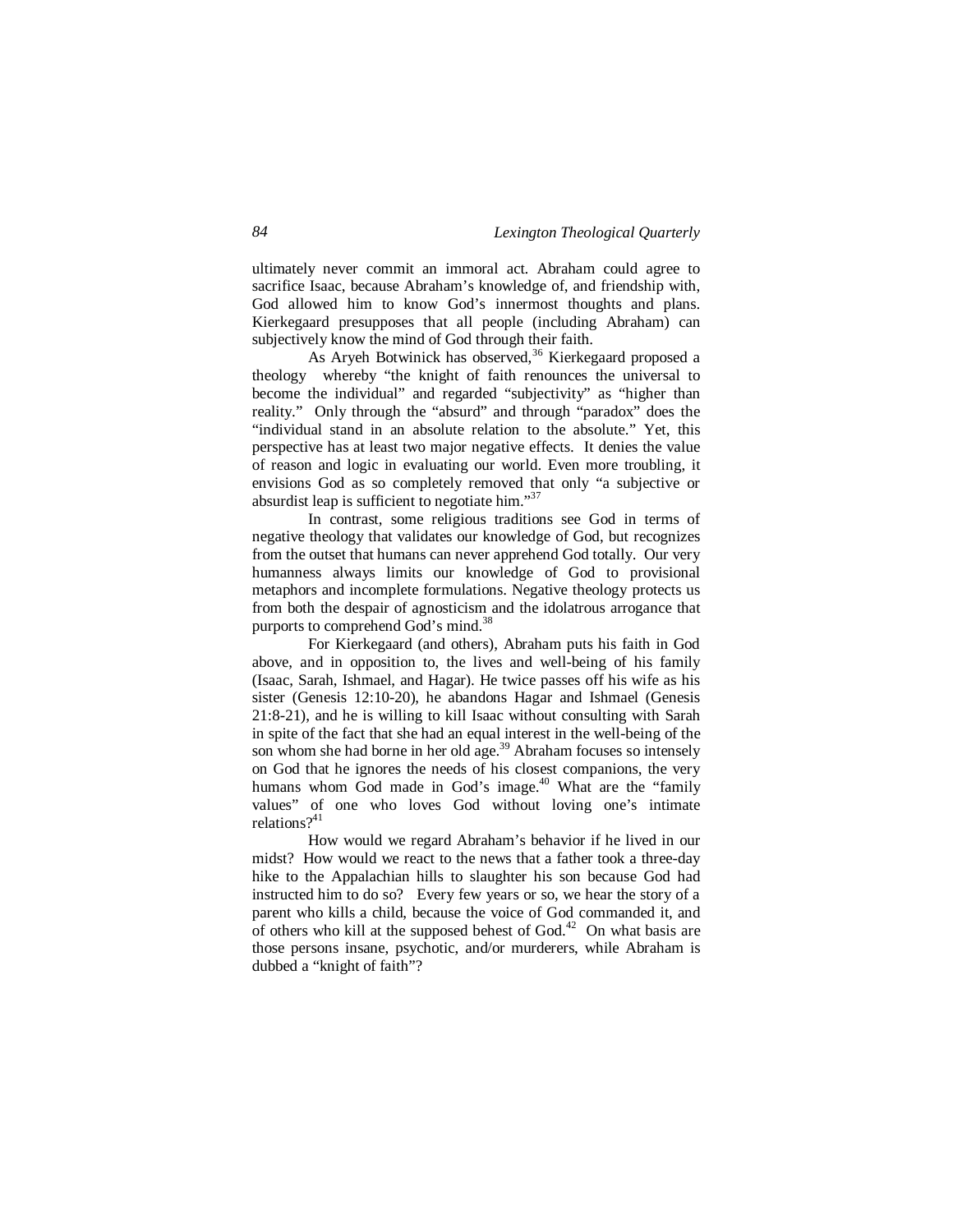ultimately never commit an immoral act. Abraham could agree to sacrifice Isaac, because Abraham's knowledge of, and friendship with, God allowed him to know God's innermost thoughts and plans. Kierkegaard presupposes that all people (including Abraham) can subjectively know the mind of God through their faith.

As Aryeh Botwinick has observed,[36] Kierkegaard proposed a theology whereby "the knight of faith renounces the universal to become the individual" and regarded "subjectivity" as "higher than reality." Only through the "absurd" and through "paradox" does the "individual stand in an absolute relation to the absolute." Yet, this perspective has at least two major negative effects. It denies the value of reason and logic in evaluating our world. Even more troubling, it envisions God as so completely removed that only "a subjective or absurdist leap is sufficient to negotiate him."[37]

In contrast, some religious traditions see God in terms of negative theology that validates our knowledge of God, but recognizes from the outset that humans can never apprehend God totally. Our very humanness always limits our knowledge of God to provisional metaphors and incomplete formulations. Negative theology protects us from both the despair of agnosticism and the idolatrous arrogance that purports to comprehend God's mind.[38]

For Kierkegaard (and others), Abraham puts his faith in God above, and in opposition to, the lives and well-being of his family (Isaac, Sarah, Ishmael, and Hagar). He twice passes off his wife as his sister (Genesis 12:10-20), he abandons Hagar and Ishmael (Genesis 21:8-21), and he is willing to kill Isaac without consulting with Sarah in spite of the fact that she had an equal interest in the well-being of the son whom she had borne in her old age.[39] Abraham focuses so intensely on God that he ignores the needs of his closest companions, the very humans whom God made in God's image.[40] What are the "family values" of one who loves God without loving one's intimate relations?[41]

How would we regard Abraham's behavior if he lived in our midst? How would we react to the news that a father took a three-day hike to the Appalachian hills to slaughter his son because God had instructed him to do so? Every few years or so, we hear the story of a parent who kills a child, because the voice of God commanded it, and of others who kill at the supposed behest of God.[42] On what basis are those persons insane, psychotic, and/or murderers, while Abraham is dubbed a "knight of faith"?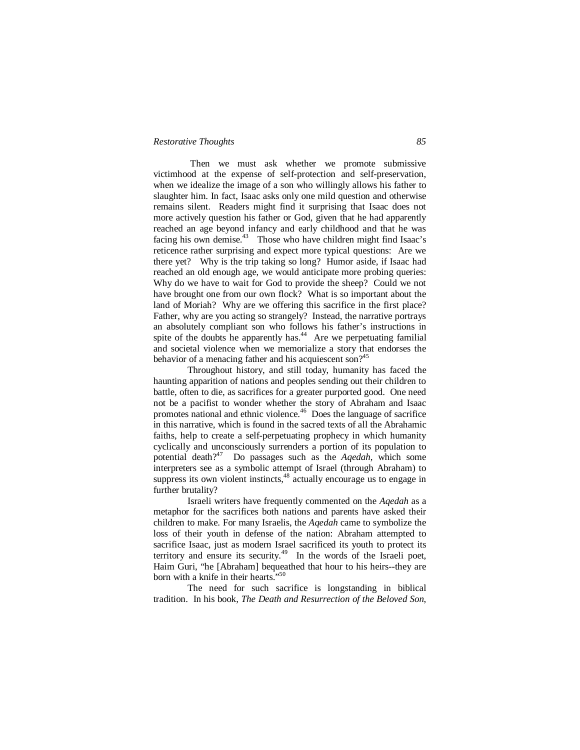Then we must ask whether we promote submissive victimhood at the expense of self-protection and self-preservation, when we idealize the image of a son who willingly allows his father to slaughter him. In fact, Isaac asks only one mild question and otherwise remains silent. Readers might find it surprising that Isaac does not more actively question his father or God, given that he had apparently reached an age beyond infancy and early childhood and that he was facing his own demise.[43] Those who have children might find Isaac's reticence rather surprising and expect more typical questions: Are we there yet? Why is the trip taking so long? Humor aside, if Isaac had reached an old enough age, we would anticipate more probing queries: Why do we have to wait for God to provide the sheep? Could we not have brought one from our own flock? What is so important about the land of Moriah? Why are we offering this sacrifice in the first place? Father, why are you acting so strangely? Instead, the narrative portrays an absolutely compliant son who follows his father's instructions in spite of the doubts he apparently has.[44] Are we perpetuating familial and societal violence when we memorialize a story that endorses the behavior of a menacing father and his acquiescent son?[45]

Throughout history, and still today, humanity has faced the haunting apparition of nations and peoples sending out their children to battle, often to die, as sacrifices for a greater purported good. One need not be a pacifist to wonder whether the story of Abraham and Isaac promotes national and ethnic violence.[46] Does the language of sacrifice in this narrative, which is found in the sacred texts of all the Abrahamic faiths, help to create a self-perpetuating prophecy in which humanity cyclically and unconsciously surrenders a portion of its population to potential death?[47] Do passages such as the *Aqedah*, which some interpreters see as a symbolic attempt of Israel (through Abraham) to suppress its own violent instincts,[48] actually encourage us to engage in further brutality?

Israeli writers have frequently commented on the *Aqedah* as a metaphor for the sacrifices both nations and parents have asked their children to make. For many Israelis, the *Aqedah* came to symbolize the loss of their youth in defense of the nation: Abraham attempted to sacrifice Isaac, just as modern Israel sacrificed its youth to protect its territory and ensure its security.[49] In the words of the Israeli poet, Haim Guri, "he [Abraham] bequeathed that hour to his heirs--they are born with a knife in their hearts."[50]

The need for such sacrifice is longstanding in biblical tradition. In his book, *The Death and Resurrection of the Beloved Son*,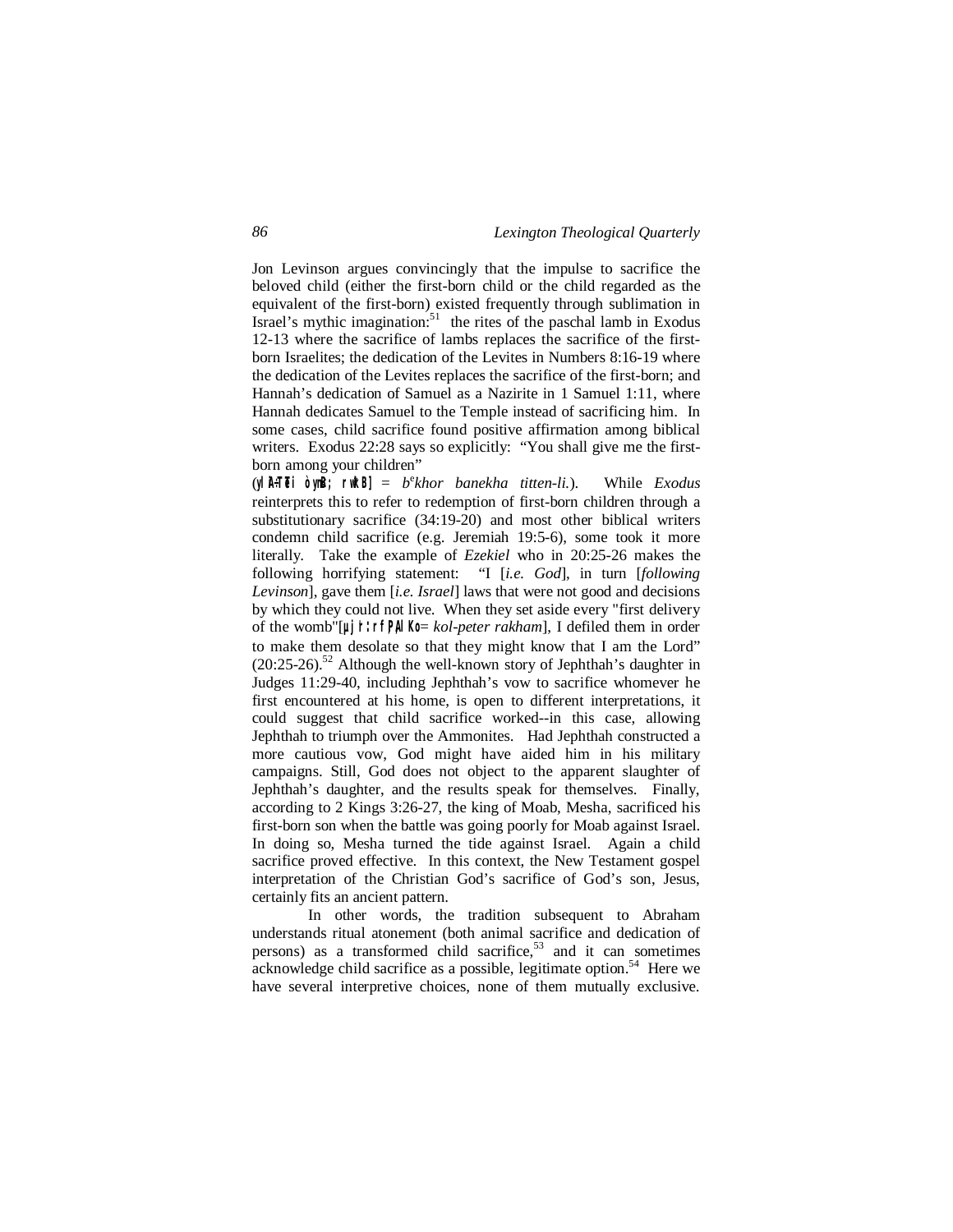Jon Levinson argues convincingly that the impulse to sacrifice the beloved child (either the first-born child or the child regarded as the equivalent of the first-born) existed frequently through sublimation in Israel's mythic imagination:[51] the rites of the paschal lamb in Exodus 12-13 where the sacrifice of lambs replaces the sacrifice of the first-born Israelites; the dedication of the Levites in Numbers 8:16-19 where the dedication of the Levites replaces the sacrifice of the first-born; and Hannah's dedication of Samuel as a Nazirite in 1 Samuel 1:11, where Hannah dedicates Samuel to the Temple instead of sacrificing him. In some cases, child sacrifice found positive affirmation among biblical writers. Exodus 22:28 says so explicitly: "You shall give me the first-born among your children" (ylA-TT,Ti òynB; rwkB] = *b*e*khor banekha titten-li.*). While *Exodus* reinterprets this to refer to redemption of first-born children through a substitutionary sacrifice (34:19-20) and most other biblical writers condemn child sacrifice (e.g. Jeremiah 19:5-6), some took it more literally. Take the example of *Ezekiel* who in 20:25-26 makes the following horrifying statement: "I [*i.e. God*], in turn [*following Levinson*], gave them [*i.e. Israel*] laws that were not good and decisions by which they could not live. When they set aside every "first delivery of the womb"[µjr:rfP,AlKo= *kol-peter rakham*], I defiled them in order to make them desolate so that they might know that I am the Lord" (20:25-26).[52] Although the well-known story of Jephthah's daughter in Judges 11:29-40, including Jephthah's vow to sacrifice whomever he first encountered at his home, is open to different interpretations, it could suggest that child sacrifice worked--in this case, allowing Jephthah to triumph over the Ammonites. Had Jephthah constructed a more cautious vow, God might have aided him in his military campaigns. Still, God does not object to the apparent slaughter of Jephthah's daughter, and the results speak for themselves. Finally, according to 2 Kings 3:26-27, the king of Moab, Mesha, sacrificed his first-born son when the battle was going poorly for Moab against Israel. In doing so, Mesha turned the tide against Israel. Again a child sacrifice proved effective. In this context, the New Testament gospel interpretation of the Christian God's sacrifice of God's son, Jesus, certainly fits an ancient pattern.

In other words, the tradition subsequent to Abraham understands ritual atonement (both animal sacrifice and dedication of persons) as a transformed child sacrifice,[53] and it can sometimes acknowledge child sacrifice as a possible, legitimate option.[54] Here we have several interpretive choices, none of them mutually exclusive.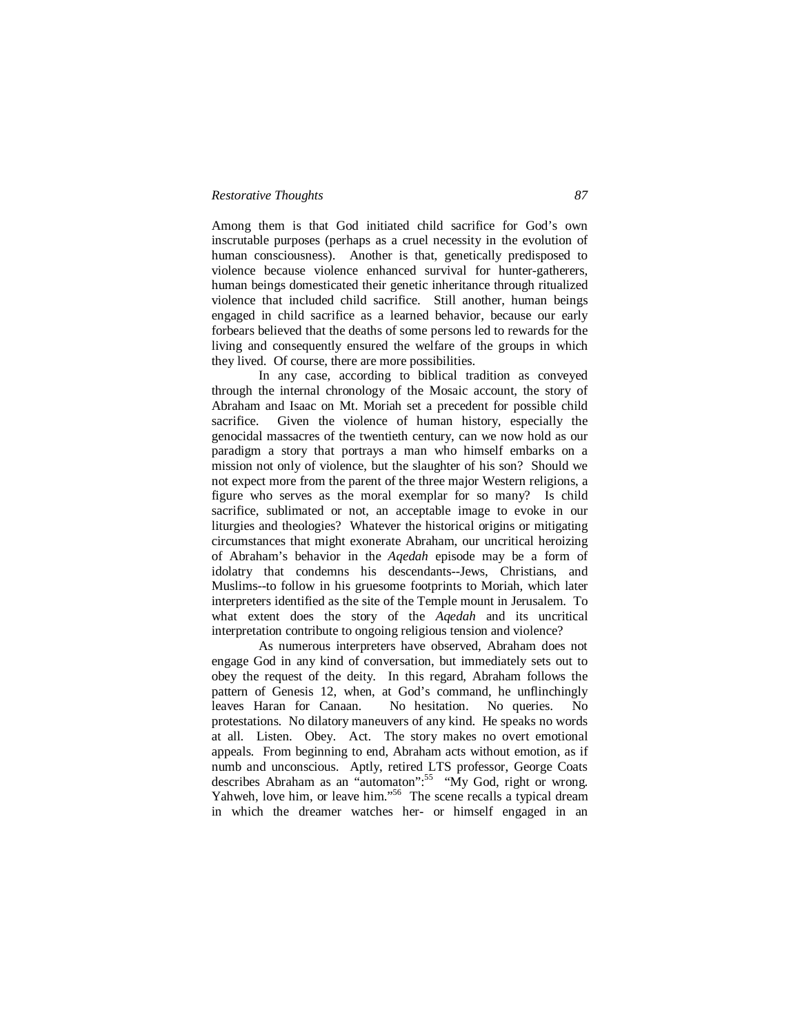Among them is that God initiated child sacrifice for God's own inscrutable purposes (perhaps as a cruel necessity in the evolution of human consciousness). Another is that, genetically predisposed to violence because violence enhanced survival for hunter-gatherers, human beings domesticated their genetic inheritance through ritualized violence that included child sacrifice. Still another, human beings engaged in child sacrifice as a learned behavior, because our early forbears believed that the deaths of some persons led to rewards for the living and consequently ensured the welfare of the groups in which they lived. Of course, there are more possibilities.

In any case, according to biblical tradition as conveyed through the internal chronology of the Mosaic account, the story of Abraham and Isaac on Mt. Moriah set a precedent for possible child sacrifice. Given the violence of human history, especially the genocidal massacres of the twentieth century, can we now hold as our paradigm a story that portrays a man who himself embarks on a mission not only of violence, but the slaughter of his son? Should we not expect more from the parent of the three major Western religions, a figure who serves as the moral exemplar for so many? Is child sacrifice, sublimated or not, an acceptable image to evoke in our liturgies and theologies? Whatever the historical origins or mitigating circumstances that might exonerate Abraham, our uncritical heroizing of Abraham's behavior in the *Aqedah* episode may be a form of idolatry that condemns his descendants--Jews, Christians, and Muslims--to follow in his gruesome footprints to Moriah, which later interpreters identified as the site of the Temple mount in Jerusalem. To what extent does the story of the *Aqedah* and its uncritical interpretation contribute to ongoing religious tension and violence?

As numerous interpreters have observed, Abraham does not engage God in any kind of conversation, but immediately sets out to obey the request of the deity. In this regard, Abraham follows the pattern of Genesis 12, when, at God's command, he unflinchingly leaves Haran for Canaan. No hesitation. No queries. No protestations. No dilatory maneuvers of any kind. He speaks no words at all. Listen. Obey. Act. The story makes no overt emotional appeals. From beginning to end, Abraham acts without emotion, as if numb and unconscious. Aptly, retired LTS professor, George Coats describes Abraham as an "automaton":[55] "My God, right or wrong. Yahweh, love him, or leave him."[56] The scene recalls a typical dream in which the dreamer watches her- or himself engaged in an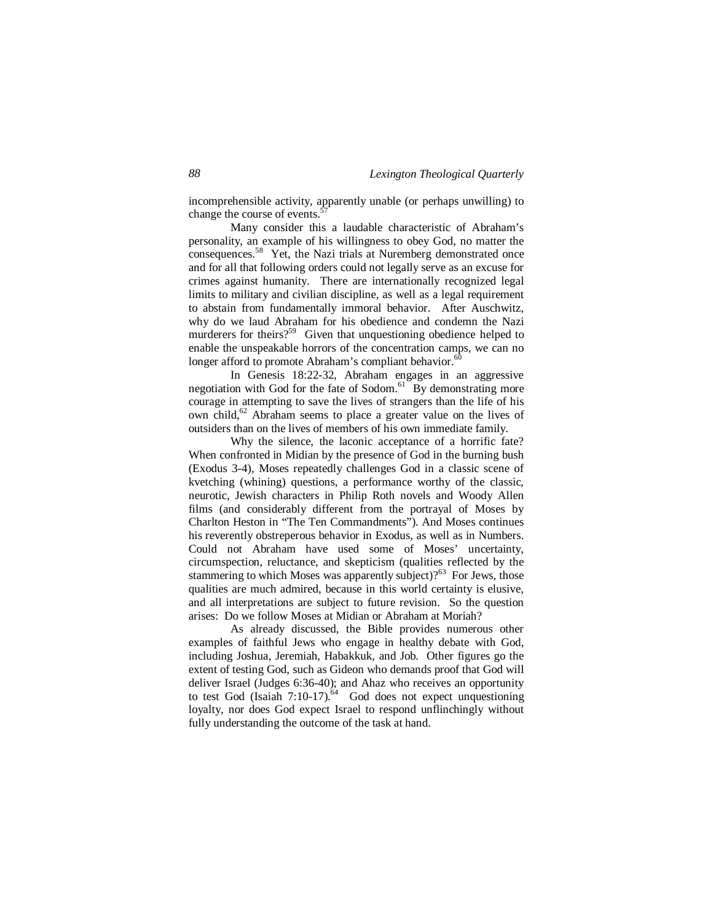incomprehensible activity, apparently unable (or perhaps unwilling) to change the course of events.[57]

Many consider this a laudable characteristic of Abraham's personality, an example of his willingness to obey God, no matter the consequences.[58] Yet, the Nazi trials at Nuremberg demonstrated once and for all that following orders could not legally serve as an excuse for crimes against humanity. There are internationally recognized legal limits to military and civilian discipline, as well as a legal requirement to abstain from fundamentally immoral behavior. After Auschwitz, why do we laud Abraham for his obedience and condemn the Nazi murderers for theirs?[59] Given that unquestioning obedience helped to enable the unspeakable horrors of the concentration camps, we can no longer afford to promote Abraham's compliant behavior.[60]

In Genesis 18:22-32, Abraham engages in an aggressive negotiation with God for the fate of Sodom.[61] By demonstrating more courage in attempting to save the lives of strangers than the life of his own child,[62] Abraham seems to place a greater value on the lives of outsiders than on the lives of members of his own immediate family.

Why the silence, the laconic acceptance of a horrific fate? When confronted in Midian by the presence of God in the burning bush (Exodus 3-4), Moses repeatedly challenges God in a classic scene of kvetching (whining) questions, a performance worthy of the classic, neurotic, Jewish characters in Philip Roth novels and Woody Allen films (and considerably different from the portrayal of Moses by Charlton Heston in "The Ten Commandments"). And Moses continues his reverently obstreperous behavior in Exodus, as well as in Numbers. Could not Abraham have used some of Moses' uncertainty, circumspection, reluctance, and skepticism (qualities reflected by the stammering to which Moses was apparently subject)?[63] For Jews, those qualities are much admired, because in this world certainty is elusive, and all interpretations are subject to future revision. So the question arises: Do we follow Moses at Midian or Abraham at Moriah?

As already discussed, the Bible provides numerous other examples of faithful Jews who engage in healthy debate with God, including Joshua, Jeremiah, Habakkuk, and Job. Other figures go the extent of testing God, such as Gideon who demands proof that God will deliver Israel (Judges 6:36-40); and Ahaz who receives an opportunity to test God (Isaiah 7:10-17).[64] God does not expect unquestioning loyalty, nor does God expect Israel to respond unflinchingly without fully understanding the outcome of the task at hand.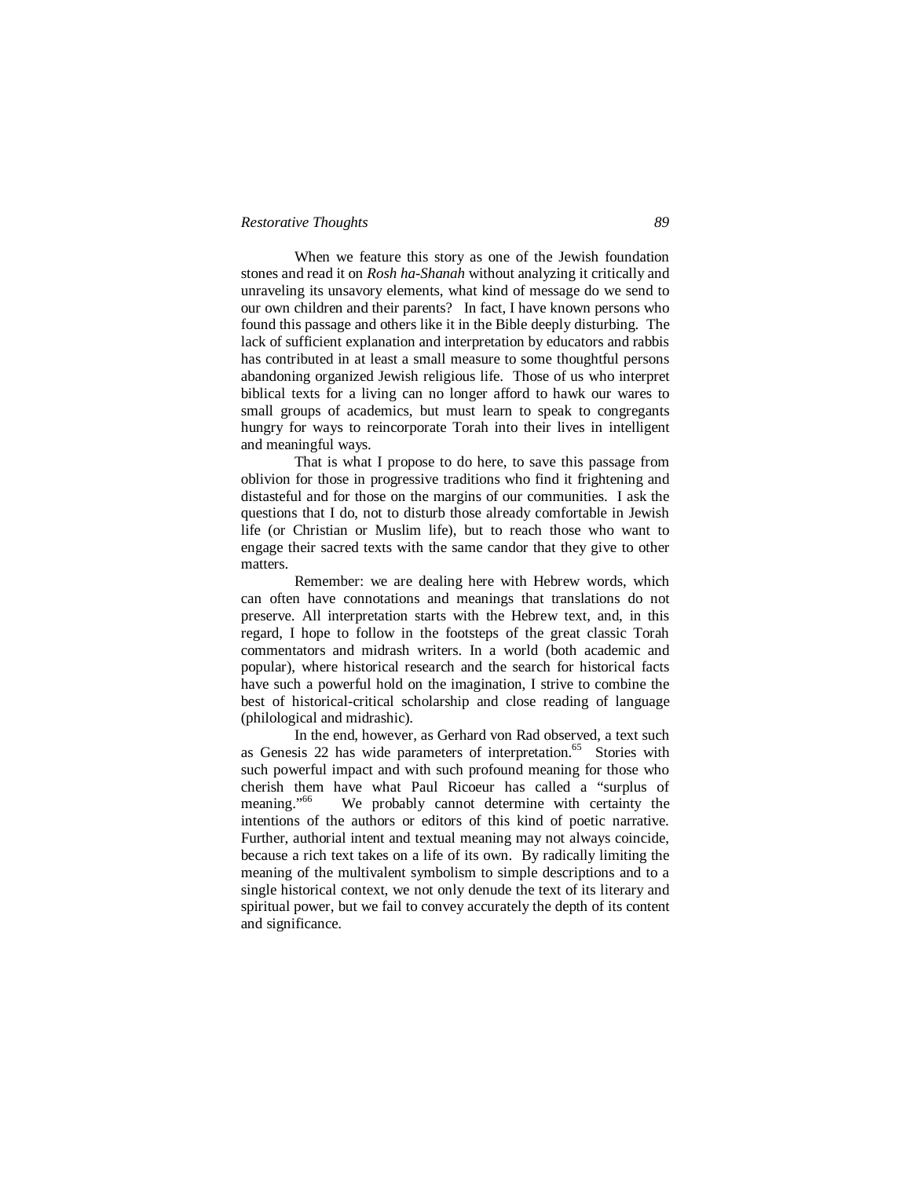When we feature this story as one of the Jewish foundation stones and read it on *Rosh ha-Shanah* without analyzing it critically and unraveling its unsavory elements, what kind of message do we send to our own children and their parents? In fact, I have known persons who found this passage and others like it in the Bible deeply disturbing. The lack of sufficient explanation and interpretation by educators and rabbis has contributed in at least a small measure to some thoughtful persons abandoning organized Jewish religious life. Those of us who interpret biblical texts for a living can no longer afford to hawk our wares to small groups of academics, but must learn to speak to congregants hungry for ways to reincorporate Torah into their lives in intelligent and meaningful ways.

That is what I propose to do here, to save this passage from oblivion for those in progressive traditions who find it frightening and distasteful and for those on the margins of our communities. I ask the questions that I do, not to disturb those already comfortable in Jewish life (or Christian or Muslim life), but to reach those who want to engage their sacred texts with the same candor that they give to other matters.

Remember: we are dealing here with Hebrew words, which can often have connotations and meanings that translations do not preserve. All interpretation starts with the Hebrew text, and, in this regard, I hope to follow in the footsteps of the great classic Torah commentators and midrash writers. In a world (both academic and popular), where historical research and the search for historical facts have such a powerful hold on the imagination, I strive to combine the best of historical-critical scholarship and close reading of language (philological and midrashic).

In the end, however, as Gerhard von Rad observed, a text such as Genesis 22 has wide parameters of interpretation.[65] Stories with such powerful impact and with such profound meaning for those who cherish them have what Paul Ricoeur has called a "surplus of meaning."[66] We probably cannot determine with certainty the intentions of the authors or editors of this kind of poetic narrative. Further, authorial intent and textual meaning may not always coincide, because a rich text takes on a life of its own. By radically limiting the meaning of the multivalent symbolism to simple descriptions and to a single historical context, we not only denude the text of its literary and spiritual power, but we fail to convey accurately the depth of its content and significance.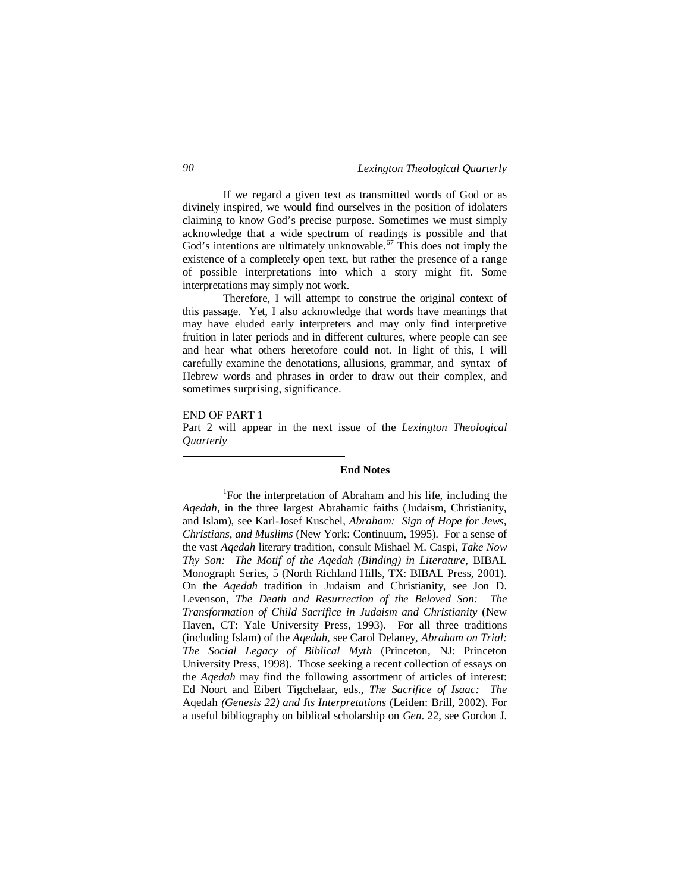If we regard a given text as transmitted words of God or as divinely inspired, we would find ourselves in the position of idolaters claiming to know God's precise purpose. Sometimes we must simply acknowledge that a wide spectrum of readings is possible and that God's intentions are ultimately unknowable.[67] This does not imply the existence of a completely open text, but rather the presence of a range of possible interpretations into which a story might fit. Some interpretations may simply not work.

Therefore, I will attempt to construe the original context of this passage. Yet, I also acknowledge that words have meanings that may have eluded early interpreters and may only find interpretive fruition in later periods and in different cultures, where people can see and hear what others heretofore could not. In light of this, I will carefully examine the denotations, allusions, grammar, and syntax of Hebrew words and phrases in order to draw out their complex, and sometimes surprising, significance.

END OF PART 1

Part 2 will appear in the next issue of the *Lexington Theological Quarterly*

---

**End Notes**

[1]For the interpretation of Abraham and his life, including the *Aqedah*, in the three largest Abrahamic faiths (Judaism, Christianity, and Islam), see Karl-Josef Kuschel, *Abraham: Sign of Hope for Jews, Christians, and Muslims* (New York: Continuum, 1995). For a sense of the vast *Aqedah* literary tradition, consult Mishael M. Caspi, *Take Now Thy Son: The Motif of the Aqedah (Binding) in Literature*, BIBAL Monograph Series, 5 (North Richland Hills, TX: BIBAL Press, 2001). On the *Aqedah* tradition in Judaism and Christianity, see Jon D. Levenson, *The Death and Resurrection of the Beloved Son: The Transformation of Child Sacrifice in Judaism and Christianity* (New Haven, CT: Yale University Press, 1993). For all three traditions (including Islam) of the *Aqedah*, see Carol Delaney, *Abraham on Trial: The Social Legacy of Biblical Myth* (Princeton, NJ: Princeton University Press, 1998). Those seeking a recent collection of essays on the *Aqedah* may find the following assortment of articles of interest: Ed Noort and Eibert Tigchelaar, eds., *The Sacrifice of Isaac: The* Aqedah *(Genesis 22) and Its Interpretations* (Leiden: Brill, 2002). For a useful bibliography on biblical scholarship on *Gen*. 22, see Gordon J.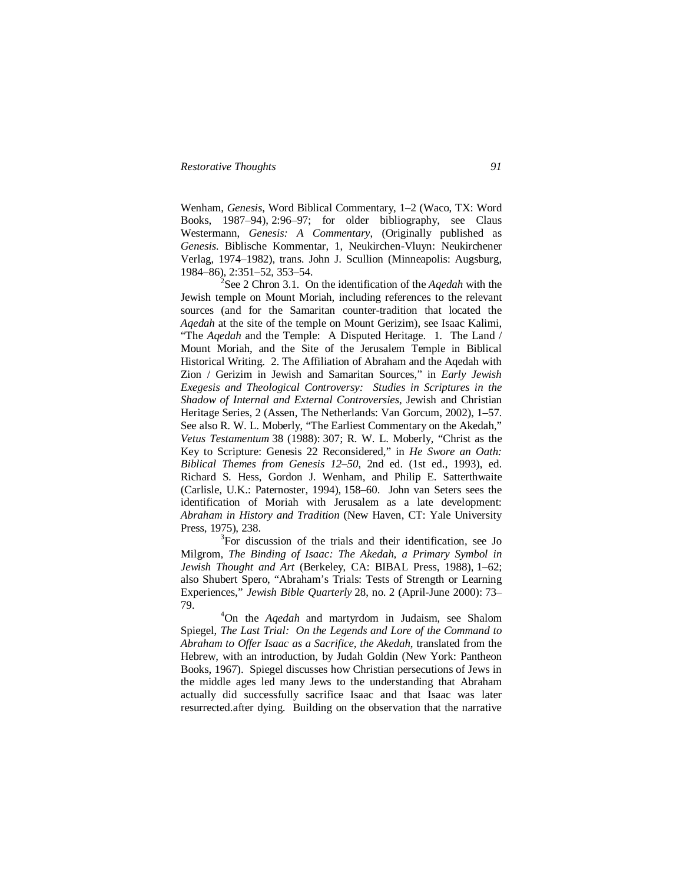Wenham, *Genesis*, Word Biblical Commentary, 1–2 (Waco, TX: Word Books, 1987–94), 2:96–97; for older bibliography, see Claus Westermann, *Genesis: A Commentary*, (Originally published as *Genesis*. Biblische Kommentar, 1, Neukirchen-Vluyn: Neukirchener Verlag, 1974–1982), trans. John J. Scullion (Minneapolis: Augsburg, 1984–86), 2:351–52, 353–54.

[2]See 2 Chron 3.1. On the identification of the *Aqedah* with the Jewish temple on Mount Moriah, including references to the relevant sources (and for the Samaritan counter-tradition that located the *Aqedah* at the site of the temple on Mount Gerizim), see Isaac Kalimi, "The *Aqedah* and the Temple: A Disputed Heritage. 1. The Land / Mount Moriah, and the Site of the Jerusalem Temple in Biblical Historical Writing. 2. The Affiliation of Abraham and the Aqedah with Zion / Gerizim in Jewish and Samaritan Sources," in *Early Jewish Exegesis and Theological Controversy: Studies in Scriptures in the Shadow of Internal and External Controversies*, Jewish and Christian Heritage Series, 2 (Assen, The Netherlands: Van Gorcum, 2002), 1–57. See also R. W. L. Moberly, "The Earliest Commentary on the Akedah," *Vetus Testamentum* 38 (1988): 307; R. W. L. Moberly, "Christ as the Key to Scripture: Genesis 22 Reconsidered," in *He Swore an Oath: Biblical Themes from Genesis 12–50*, 2nd ed. (1st ed., 1993), ed. Richard S. Hess, Gordon J. Wenham, and Philip E. Satterthwaite (Carlisle, U.K.: Paternoster, 1994), 158–60. John van Seters sees the identification of Moriah with Jerusalem as a late development: *Abraham in History and Tradition* (New Haven, CT: Yale University Press, 1975), 238.

[3]For discussion of the trials and their identification, see Jo Milgrom, *The Binding of Isaac: The Akedah, a Primary Symbol in Jewish Thought and Art* (Berkeley, CA: BIBAL Press, 1988), 1–62; also Shubert Spero, "Abraham's Trials: Tests of Strength or Learning Experiences," *Jewish Bible Quarterly* 28, no. 2 (April-June 2000): 73–79.

[4]On the *Aqedah* and martyrdom in Judaism, see Shalom Spiegel, *The Last Trial: On the Legends and Lore of the Command to Abraham to Offer Isaac as a Sacrifice, the Akedah*, translated from the Hebrew, with an introduction, by Judah Goldin (New York: Pantheon Books, 1967). Spiegel discusses how Christian persecutions of Jews in the middle ages led many Jews to the understanding that Abraham actually did successfully sacrifice Isaac and that Isaac was later resurrected.after dying. Building on the observation that the narrative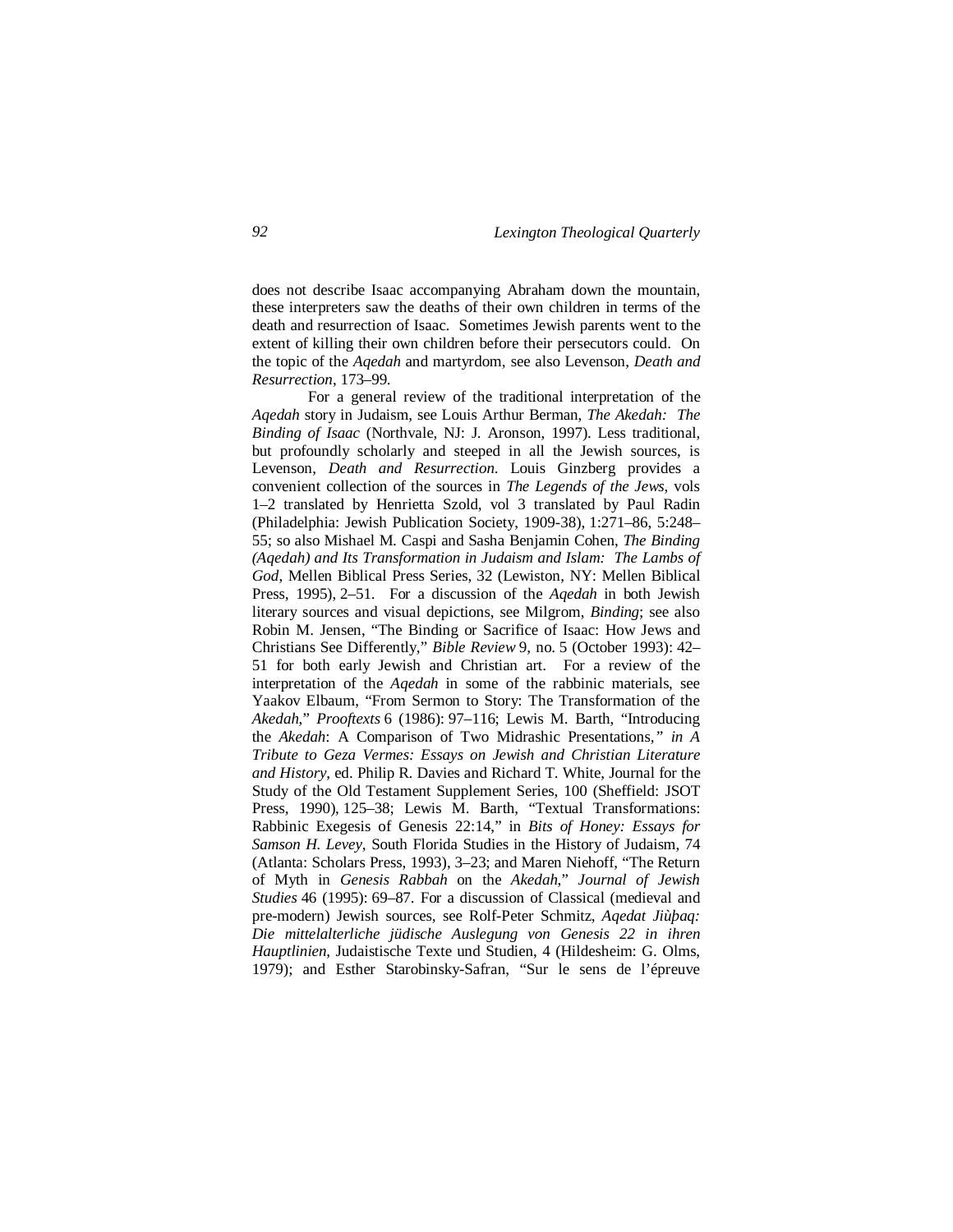does not describe Isaac accompanying Abraham down the mountain, these interpreters saw the deaths of their own children in terms of the death and resurrection of Isaac. Sometimes Jewish parents went to the extent of killing their own children before their persecutors could. On the topic of the *Aqedah* and martyrdom, see also Levenson, *Death and Resurrection*, 173–99.

For a general review of the traditional interpretation of the *Aqedah* story in Judaism, see Louis Arthur Berman, *The Akedah: The Binding of Isaac* (Northvale, NJ: J. Aronson, 1997). Less traditional, but profoundly scholarly and steeped in all the Jewish sources, is Levenson, *Death and Resurrection*. Louis Ginzberg provides a convenient collection of the sources in *The Legends of the Jews*, vols 1–2 translated by Henrietta Szold, vol 3 translated by Paul Radin (Philadelphia: Jewish Publication Society, 1909-38), 1:271–86, 5:248–55; so also Mishael M. Caspi and Sasha Benjamin Cohen, *The Binding (Aqedah) and Its Transformation in Judaism and Islam: The Lambs of God*, Mellen Biblical Press Series, 32 (Lewiston, NY: Mellen Biblical Press, 1995), 2–51. For a discussion of the *Aqedah* in both Jewish literary sources and visual depictions, see Milgrom, *Binding*; see also Robin M. Jensen, "The Binding or Sacrifice of Isaac: How Jews and Christians See Differently," *Bible Review* 9, no. 5 (October 1993): 42–51 for both early Jewish and Christian art. For a review of the interpretation of the *Aqedah* in some of the rabbinic materials, see Yaakov Elbaum, "From Sermon to Story: The Transformation of the *Akedah*," *Prooftexts* 6 (1986): 97–116; Lewis M. Barth, "Introducing the *Akedah*: A Comparison of Two Midrashic Presentations," *in A Tribute to Geza Vermes: Essays on Jewish and Christian Literature and History*, ed. Philip R. Davies and Richard T. White, Journal for the Study of the Old Testament Supplement Series, 100 (Sheffield: JSOT Press, 1990), 125–38; Lewis M. Barth, "Textual Transformations: Rabbinic Exegesis of Genesis 22:14," in *Bits of Honey: Essays for Samson H. Levey*, South Florida Studies in the History of Judaism, 74 (Atlanta: Scholars Press, 1993), 3–23; and Maren Niehoff, "The Return of Myth in *Genesis Rabbah* on the *Akedah*," *Journal of Jewish Studies* 46 (1995): 69–87. For a discussion of Classical (medieval and pre-modern) Jewish sources, see Rolf-Peter Schmitz, *Aqedat Jiùþaq: Die mittelalterliche jüdische Auslegung von Genesis 22 in ihren Hauptlinien*, Judaistische Texte und Studien, 4 (Hildesheim: G. Olms, 1979); and Esther Starobinsky-Safran, "Sur le sens de l'épreuve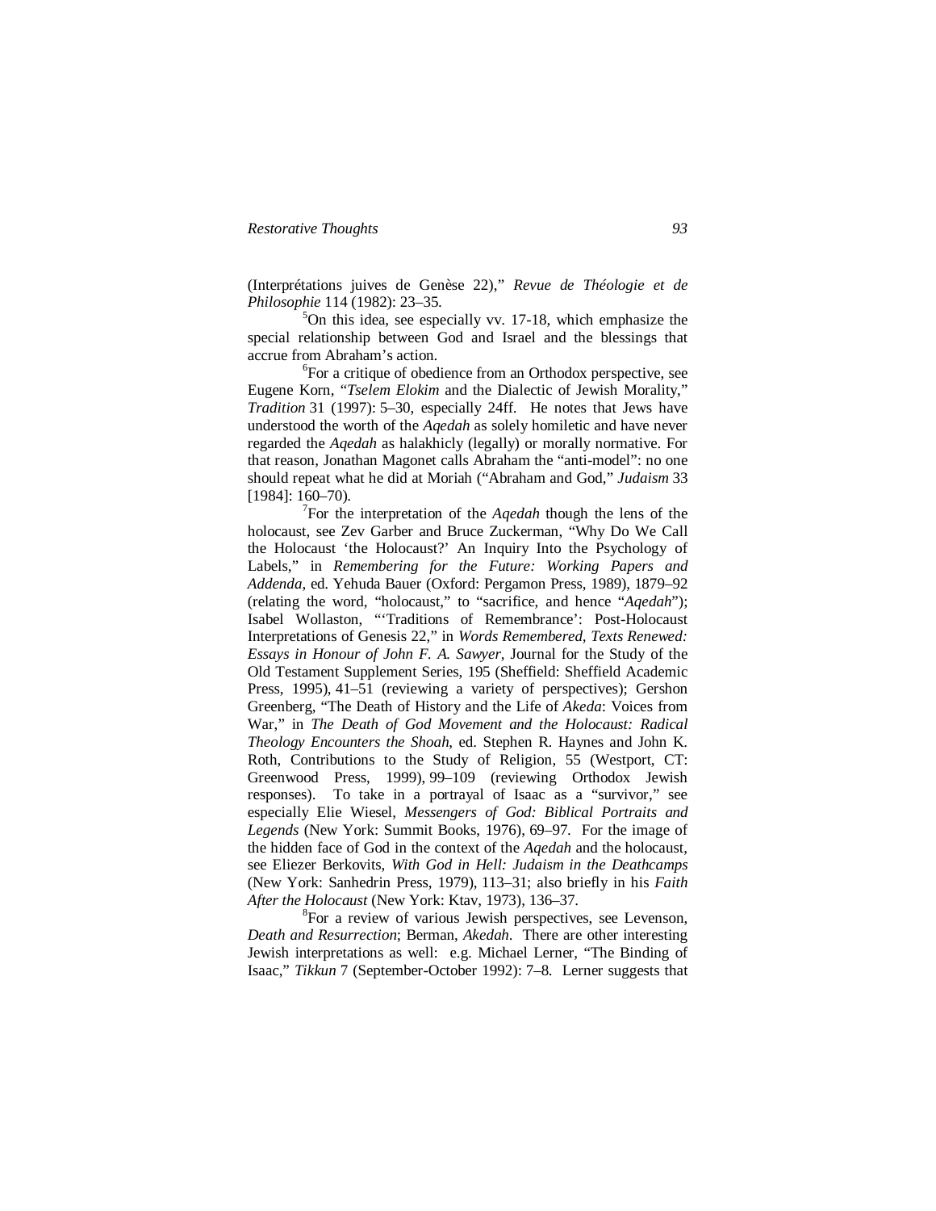(Interprétations juives de Genèse 22)," *Revue de Théologie et de Philosophie* 114 (1982): 23–35.

[5]On this idea, see especially vv. 17-18, which emphasize the special relationship between God and Israel and the blessings that accrue from Abraham's action.

[6]For a critique of obedience from an Orthodox perspective, see Eugene Korn, "*Tselem Elokim* and the Dialectic of Jewish Morality," *Tradition* 31 (1997): 5–30, especially 24ff. He notes that Jews have understood the worth of the *Aqedah* as solely homiletic and have never regarded the *Aqedah* as halakhicly (legally) or morally normative. For that reason, Jonathan Magonet calls Abraham the "anti-model": no one should repeat what he did at Moriah ("Abraham and God," *Judaism* 33 [1984]: 160–70).

[7]For the interpretation of the *Aqedah* though the lens of the holocaust, see Zev Garber and Bruce Zuckerman, "Why Do We Call the Holocaust 'the Holocaust?' An Inquiry Into the Psychology of Labels," in *Remembering for the Future: Working Papers and Addenda*, ed. Yehuda Bauer (Oxford: Pergamon Press, 1989), 1879–92 (relating the word, "holocaust," to "sacrifice, and hence "*Aqedah*"); Isabel Wollaston, "'Traditions of Remembrance': Post-Holocaust Interpretations of Genesis 22," in *Words Remembered, Texts Renewed: Essays in Honour of John F. A. Sawyer*, Journal for the Study of the Old Testament Supplement Series, 195 (Sheffield: Sheffield Academic Press, 1995), 41–51 (reviewing a variety of perspectives); Gershon Greenberg, "The Death of History and the Life of *Akeda*: Voices from War," in *The Death of God Movement and the Holocaust: Radical Theology Encounters the Shoah*, ed. Stephen R. Haynes and John K. Roth, Contributions to the Study of Religion, 55 (Westport, CT: Greenwood Press, 1999), 99–109 (reviewing Orthodox Jewish responses). To take in a portrayal of Isaac as a "survivor," see especially Elie Wiesel, *Messengers of God: Biblical Portraits and Legends* (New York: Summit Books, 1976), 69–97. For the image of the hidden face of God in the context of the *Aqedah* and the holocaust, see Eliezer Berkovits, *With God in Hell: Judaism in the Deathcamps* (New York: Sanhedrin Press, 1979), 113–31; also briefly in his *Faith After the Holocaust* (New York: Ktav, 1973), 136–37.

[8]For a review of various Jewish perspectives, see Levenson, *Death and Resurrection*; Berman, *Akedah*. There are other interesting Jewish interpretations as well: e.g. Michael Lerner, "The Binding of Isaac," *Tikkun* 7 (September-October 1992): 7–8. Lerner suggests that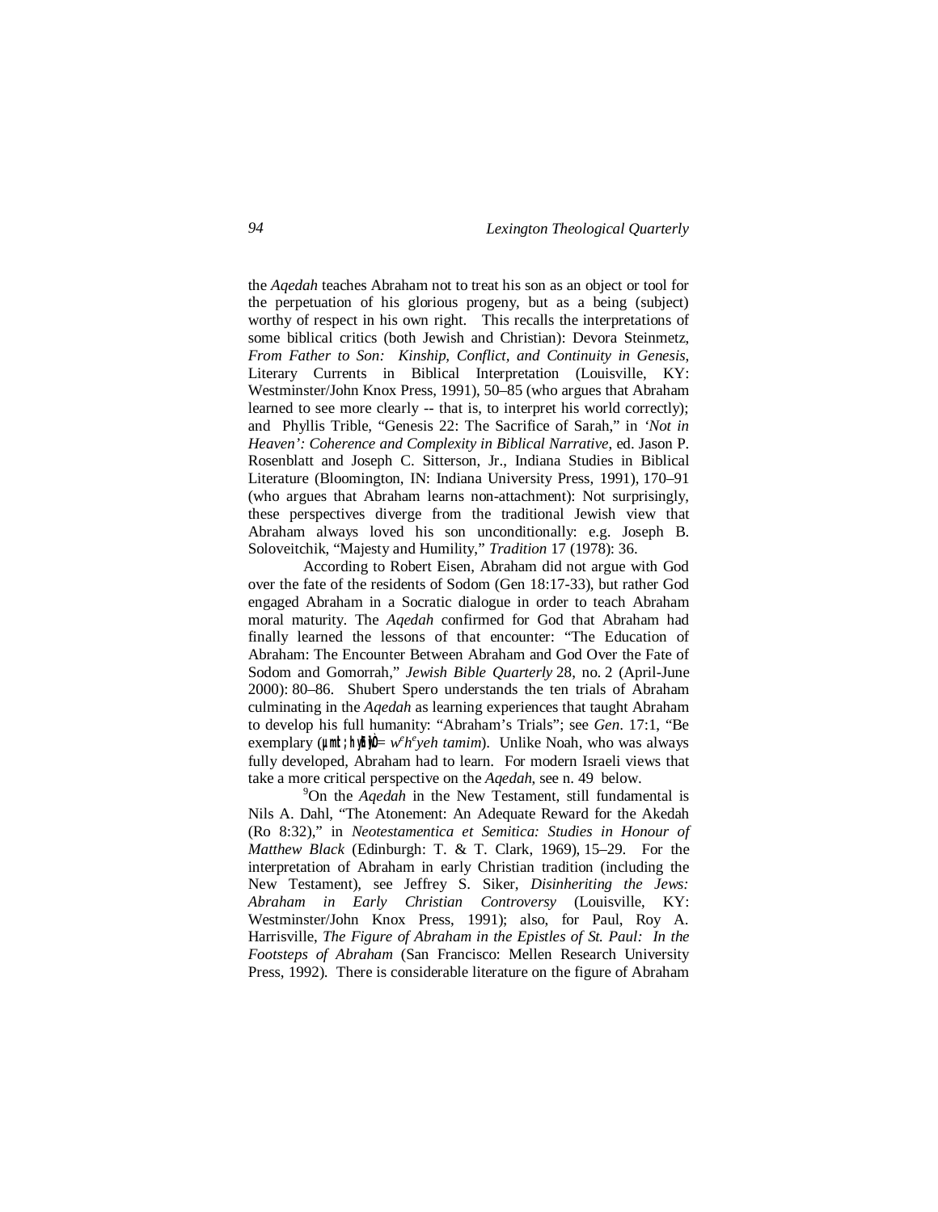the *Aqedah* teaches Abraham not to treat his son as an object or tool for the perpetuation of his glorious progeny, but as a being (subject) worthy of respect in his own right. This recalls the interpretations of some biblical critics (both Jewish and Christian): Devora Steinmetz, *From Father to Son: Kinship, Conflict, and Continuity in Genesis*, Literary Currents in Biblical Interpretation (Louisville, KY: Westminster/John Knox Press, 1991), 50–85 (who argues that Abraham learned to see more clearly -- that is, to interpret his world correctly); and Phyllis Trible, "Genesis 22: The Sacrifice of Sarah," in *'Not in Heaven': Coherence and Complexity in Biblical Narrative*, ed. Jason P. Rosenblatt and Joseph C. Sitterson, Jr., Indiana Studies in Biblical Literature (Bloomington, IN: Indiana University Press, 1991), 170–91 (who argues that Abraham learns non-attachment): Not surprisingly, these perspectives diverge from the traditional Jewish view that Abraham always loved his son unconditionally: e.g. Joseph B. Soloveitchik, "Majesty and Humility," *Tradition* 17 (1978): 36.

According to Robert Eisen, Abraham did not argue with God over the fate of the residents of Sodom (Gen 18:17-33), but rather God engaged Abraham in a Socratic dialogue in order to teach Abraham moral maturity. The *Aqedah* confirmed for God that Abraham had finally learned the lessons of that encounter: "The Education of Abraham: The Encounter Between Abraham and God Over the Fate of Sodom and Gomorrah," *Jewish Bible Quarterly* 28, no. 2 (April-June 2000): 80–86. Shubert Spero understands the ten trials of Abraham culminating in the *Aqedah* as learning experiences that taught Abraham to develop his full humanity: "Abraham's Trials"; see *Gen*. 17:1, "Be exemplary (µymt; hyEhÒw< = *w*[e]*h*[e]*yeh tamim*). Unlike Noah, who was always fully developed, Abraham had to learn. For modern Israeli views that take a more critical perspective on the *Aqedah*, see n. 49 below.

[9]On the *Aqedah* in the New Testament, still fundamental is Nils A. Dahl, "The Atonement: An Adequate Reward for the Akedah (Ro 8:32)," in *Neotestamentica et Semitica: Studies in Honour of Matthew Black* (Edinburgh: T. & T. Clark, 1969), 15–29. For the interpretation of Abraham in early Christian tradition (including the New Testament), see Jeffrey S. Siker, *Disinheriting the Jews: Abraham in Early Christian Controversy* (Louisville, KY: Westminster/John Knox Press, 1991); also, for Paul, Roy A. Harrisville, *The Figure of Abraham in the Epistles of St. Paul: In the Footsteps of Abraham* (San Francisco: Mellen Research University Press, 1992). There is considerable literature on the figure of Abraham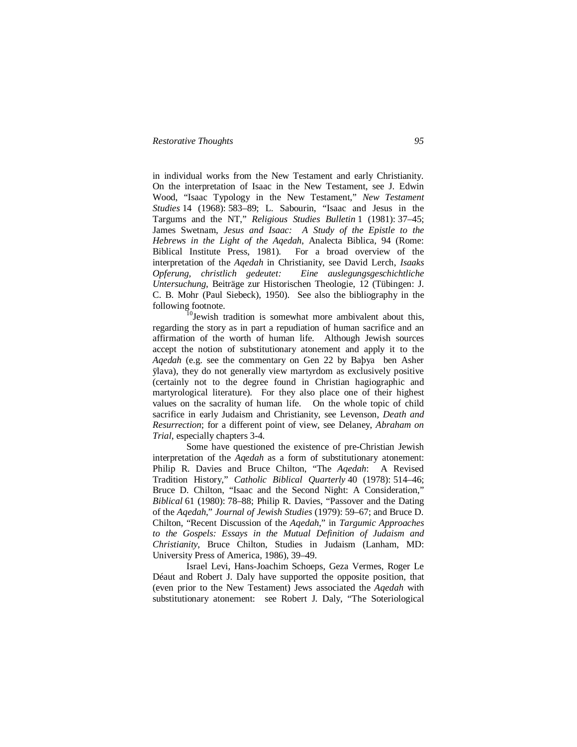in individual works from the New Testament and early Christianity. On the interpretation of Isaac in the New Testament, see J. Edwin Wood, "Isaac Typology in the New Testament," *New Testament Studies* 14 (1968): 583–89; L. Sabourin, "Isaac and Jesus in the Targums and the NT," *Religious Studies Bulletin* 1 (1981): 37–45; James Swetnam, *Jesus and Isaac: A Study of the Epistle to the Hebrews in the Light of the Aqedah*, Analecta Biblica, 94 (Rome: Biblical Institute Press, 1981). For a broad overview of the interpretation of the *Aqedah* in Christianity, see David Lerch, *Isaaks Opferung, christlich gedeutet: Eine auslegungsgeschichtliche Untersuchung*, Beiträge zur Historischen Theologie, 12 (Tübingen: J. C. B. Mohr (Paul Siebeck), 1950). See also the bibliography in the following footnote.

[10]Jewish tradition is somewhat more ambivalent about this, regarding the story as in part a repudiation of human sacrifice and an affirmation of the worth of human life. Although Jewish sources accept the notion of substitutionary atonement and apply it to the *Aqedah* (e.g. see the commentary on Gen 22 by Baþya ben Asher ÿlava), they do not generally view martyrdom as exclusively positive (certainly not to the degree found in Christian hagiographic and martyrological literature). For they also place one of their highest values on the sacrality of human life. On the whole topic of child sacrifice in early Judaism and Christianity, see Levenson, *Death and Resurrection*; for a different point of view, see Delaney, *Abraham on Trial*, especially chapters 3-4.

Some have questioned the existence of pre-Christian Jewish interpretation of the *Aqedah* as a form of substitutionary atonement: Philip R. Davies and Bruce Chilton, "The *Aqedah*: A Revised Tradition History," *Catholic Biblical Quarterly* 40 (1978): 514–46; Bruce D. Chilton, "Isaac and the Second Night: A Consideration," *Biblical* 61 (1980): 78–88; Philip R. Davies, "Passover and the Dating of the *Aqedah*," *Journal of Jewish Studies* (1979): 59–67; and Bruce D. Chilton, "Recent Discussion of the *Aqedah*," in *Targumic Approaches to the Gospels: Essays in the Mutual Definition of Judaism and Christianity*, Bruce Chilton, Studies in Judaism (Lanham, MD: University Press of America, 1986), 39–49.

Israel Levi, Hans-Joachim Schoeps, Geza Vermes, Roger Le Déaut and Robert J. Daly have supported the opposite position, that (even prior to the New Testament) Jews associated the *Aqedah* with substitutionary atonement: see Robert J. Daly, "The Soteriological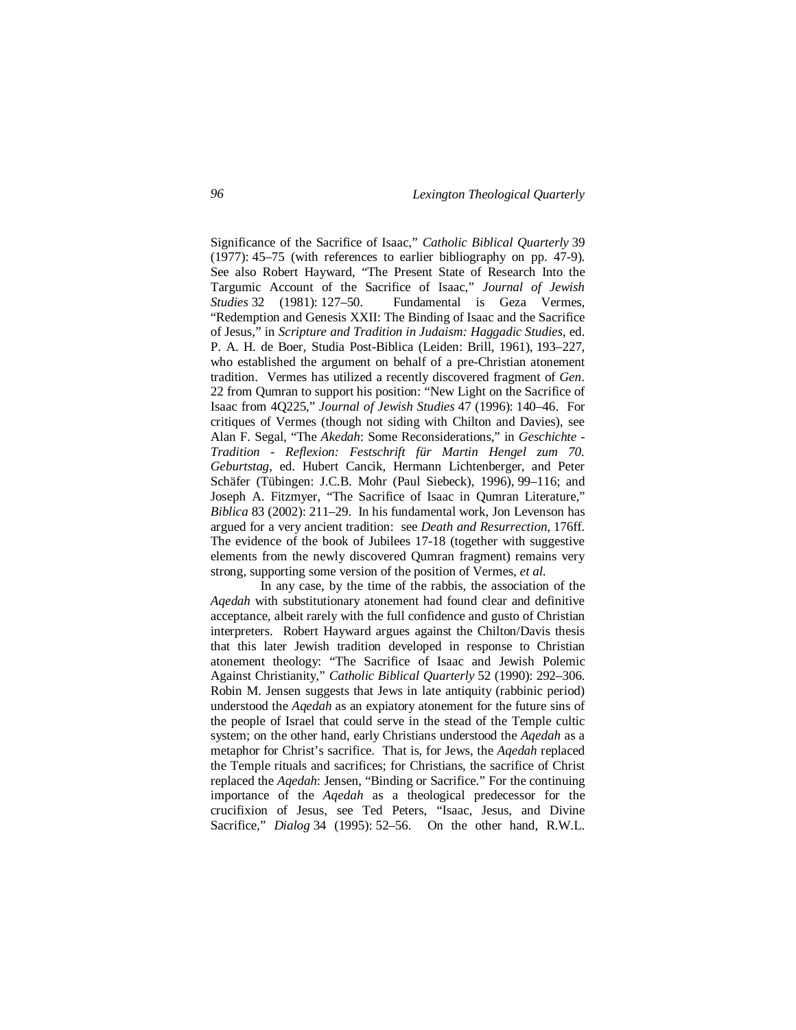Significance of the Sacrifice of Isaac," *Catholic Biblical Quarterly* 39 (1977): 45–75 (with references to earlier bibliography on pp. 47-9). See also Robert Hayward, "The Present State of Research Into the Targumic Account of the Sacrifice of Isaac," *Journal of Jewish Studies* 32 (1981): 127–50. Fundamental is Geza Vermes, "Redemption and Genesis XXII: The Binding of Isaac and the Sacrifice of Jesus," in *Scripture and Tradition in Judaism: Haggadic Studies*, ed. P. A. H. de Boer, Studia Post-Biblica (Leiden: Brill, 1961), 193–227, who established the argument on behalf of a pre-Christian atonement tradition. Vermes has utilized a recently discovered fragment of *Gen*. 22 from Qumran to support his position: "New Light on the Sacrifice of Isaac from 4Q225," *Journal of Jewish Studies* 47 (1996): 140–46. For critiques of Vermes (though not siding with Chilton and Davies), see Alan F. Segal, "The *Akedah*: Some Reconsiderations," in *Geschichte - Tradition - Reflexion: Festschrift für Martin Hengel zum 70. Geburtstag*, ed. Hubert Cancik, Hermann Lichtenberger, and Peter Schäfer (Tübingen: J.C.B. Mohr (Paul Siebeck), 1996), 99–116; and Joseph A. Fitzmyer, "The Sacrifice of Isaac in Qumran Literature," *Biblica* 83 (2002): 211–29. In his fundamental work, Jon Levenson has argued for a very ancient tradition: see *Death and Resurrection*, 176ff. The evidence of the book of Jubilees 17-18 (together with suggestive elements from the newly discovered Qumran fragment) remains very strong, supporting some version of the position of Vermes, *et al*.

In any case, by the time of the rabbis, the association of the *Aqedah* with substitutionary atonement had found clear and definitive acceptance, albeit rarely with the full confidence and gusto of Christian interpreters. Robert Hayward argues against the Chilton/Davis thesis that this later Jewish tradition developed in response to Christian atonement theology: "The Sacrifice of Isaac and Jewish Polemic Against Christianity," *Catholic Biblical Quarterly* 52 (1990): 292–306. Robin M. Jensen suggests that Jews in late antiquity (rabbinic period) understood the *Aqedah* as an expiatory atonement for the future sins of the people of Israel that could serve in the stead of the Temple cultic system; on the other hand, early Christians understood the *Aqedah* as a metaphor for Christ's sacrifice. That is, for Jews, the *Aqedah* replaced the Temple rituals and sacrifices; for Christians, the sacrifice of Christ replaced the *Aqedah*: Jensen, "Binding or Sacrifice." For the continuing importance of the *Aqedah* as a theological predecessor for the crucifixion of Jesus, see Ted Peters, "Isaac, Jesus, and Divine Sacrifice," *Dialog* 34 (1995): 52–56. On the other hand, R.W.L.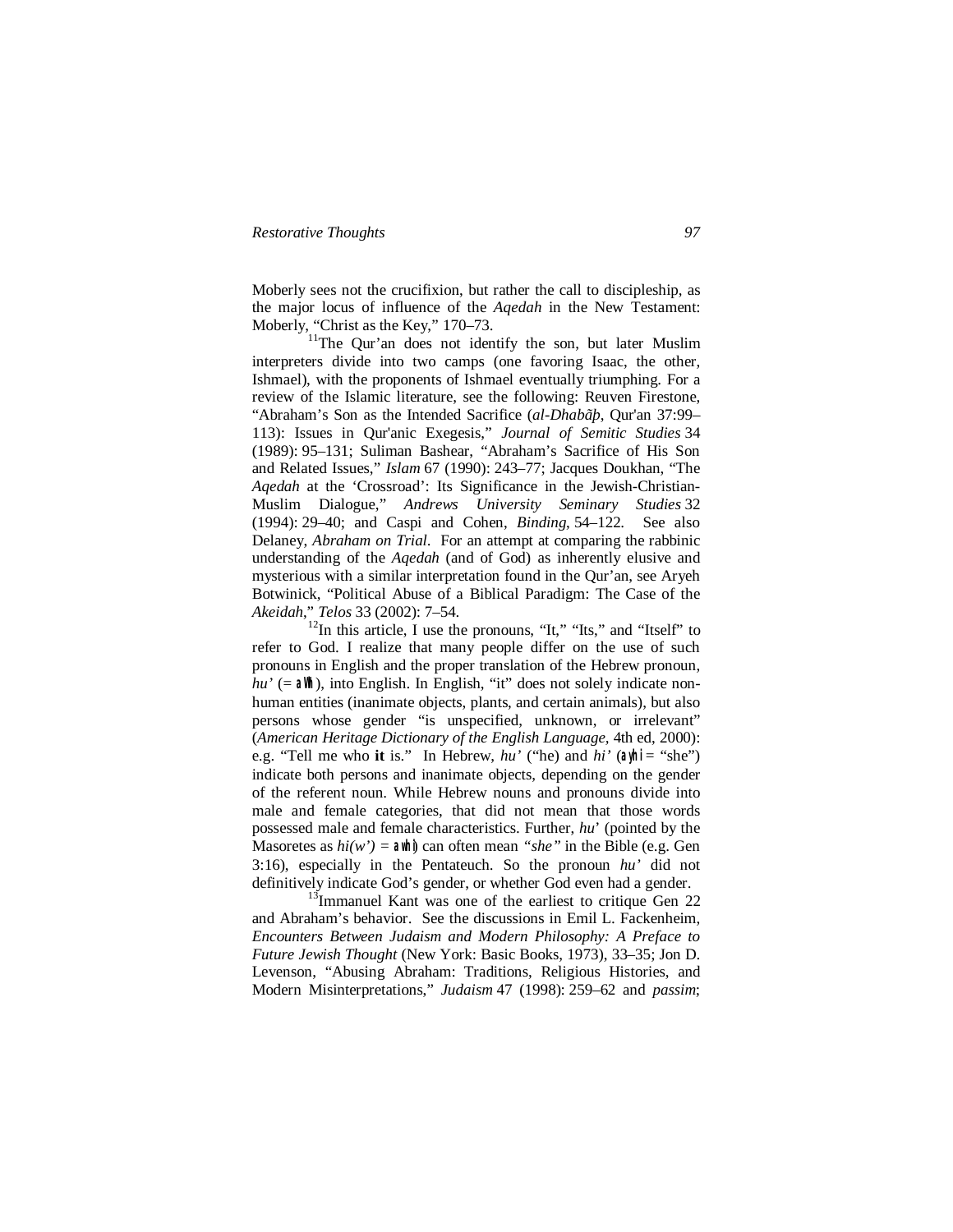Moberly sees not the crucifixion, but rather the call to discipleship, as the major locus of influence of the *Aqedah* in the New Testament: Moberly, "Christ as the Key," 170–73.

[11]The Qur'an does not identify the son, but later Muslim interpreters divide into two camps (one favoring Isaac, the other, Ishmael), with the proponents of Ishmael eventually triumphing. For a review of the Islamic literature, see the following: Reuven Firestone, "Abraham's Son as the Intended Sacrifice (*al-Dhabãþ*, Qur'an 37:99–113): Issues in Qur'anic Exegesis," *Journal of Semitic Studies* 34 (1989): 95–131; Suliman Bashear, "Abraham's Sacrifice of His Son and Related Issues," *Islam* 67 (1990): 243–77; Jacques Doukhan, "The *Aqedah* at the 'Crossroad': Its Significance in the Jewish-Christian-Muslim Dialogue," *Andrews University Seminary Studies* 32 (1994): 29–40; and Caspi and Cohen, *Binding*, 54–122. See also Delaney, *Abraham on Trial*. For an attempt at comparing the rabbinic understanding of the *Aqedah* (and of God) as inherently elusive and mysterious with a similar interpretation found in the Qur'an, see Aryeh Botwinick, "Political Abuse of a Biblical Paradigm: The Case of the *Akeidah*," *Telos* 33 (2002): 7–54.

[12]In this article, I use the pronouns, "It," "Its," and "Itself" to refer to God. I realize that many people differ on the use of such pronouns in English and the proper translation of the Hebrew pronoun, *hu'* (= הוא), into English. In English, "it" does not solely indicate non-human entities (inanimate objects, plants, and certain animals), but also persons whose gender "is unspecified, unknown, or irrelevant" (*American Heritage Dictionary of the English Language*, 4th ed, 2000): e.g. "Tell me who **it** is." In Hebrew, *hu'* ("he) and *hi'* (היא = "she") indicate both persons and inanimate objects, depending on the gender of the referent noun. While Hebrew nouns and pronouns divide into male and female categories, that did not mean that those words possessed male and female characteristics. Further, *hu*' (pointed by the Masoretes as *hi(w')* = הִוא) can often mean *"she"* in the Bible (e.g. Gen 3:16), especially in the Pentateuch. So the pronoun *hu'* did not definitively indicate God's gender, or whether God even had a gender.

[13]Immanuel Kant was one of the earliest to critique Gen 22 and Abraham's behavior. See the discussions in Emil L. Fackenheim, *Encounters Between Judaism and Modern Philosophy: A Preface to Future Jewish Thought* (New York: Basic Books, 1973), 33–35; Jon D. Levenson, "Abusing Abraham: Traditions, Religious Histories, and Modern Misinterpretations," *Judaism* 47 (1998): 259–62 and *passim*;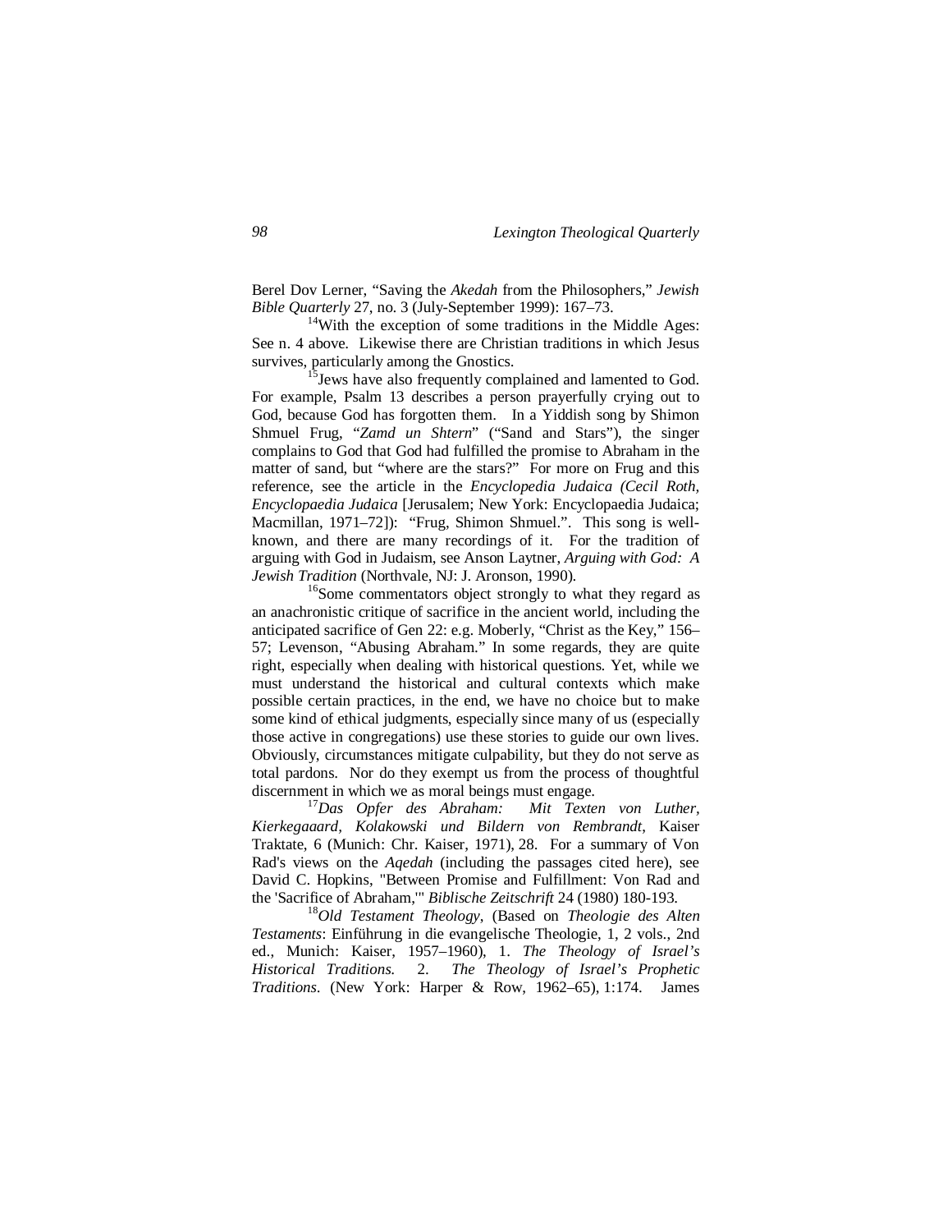Berel Dov Lerner, "Saving the *Akedah* from the Philosophers," *Jewish Bible Quarterly* 27, no. 3 (July-September 1999): 167–73.

[14]With the exception of some traditions in the Middle Ages: See n. 4 above. Likewise there are Christian traditions in which Jesus survives, particularly among the Gnostics.

[15]Jews have also frequently complained and lamented to God. For example, Psalm 13 describes a person prayerfully crying out to God, because God has forgotten them. In a Yiddish song by Shimon Shmuel Frug, "*Zamd un Shtern*" ("Sand and Stars"), the singer complains to God that God had fulfilled the promise to Abraham in the matter of sand, but "where are the stars?" For more on Frug and this reference, see the article in the *Encyclopedia Judaica (Cecil Roth, Encyclopaedia Judaica* [Jerusalem; New York: Encyclopaedia Judaica; Macmillan, 1971–72]): "Frug, Shimon Shmuel.". This song is well-known, and there are many recordings of it. For the tradition of arguing with God in Judaism, see Anson Laytner, *Arguing with God: A Jewish Tradition* (Northvale, NJ: J. Aronson, 1990).

[16]Some commentators object strongly to what they regard as an anachronistic critique of sacrifice in the ancient world, including the anticipated sacrifice of Gen 22: e.g. Moberly, "Christ as the Key," 156–57; Levenson, "Abusing Abraham." In some regards, they are quite right, especially when dealing with historical questions. Yet, while we must understand the historical and cultural contexts which make possible certain practices, in the end, we have no choice but to make some kind of ethical judgments, especially since many of us (especially those active in congregations) use these stories to guide our own lives. Obviously, circumstances mitigate culpability, but they do not serve as total pardons. Nor do they exempt us from the process of thoughtful discernment in which we as moral beings must engage.

[17]*Das Opfer des Abraham: Mit Texten von Luther, Kierkegaaard, Kolakowski und Bildern von Rembrandt*, Kaiser Traktate, 6 (Munich: Chr. Kaiser, 1971), 28. For a summary of Von Rad's views on the *Aqedah* (including the passages cited here), see David C. Hopkins, "Between Promise and Fulfillment: Von Rad and the 'Sacrifice of Abraham,'" *Biblische Zeitschrift* 24 (1980) 180-193.

[18]*Old Testament Theology*, (Based on *Theologie des Alten Testaments*: Einführung in die evangelische Theologie, 1, 2 vols., 2nd ed., Munich: Kaiser, 1957–1960), 1. *The Theology of Israel's Historical Traditions.* 2. *The Theology of Israel's Prophetic Traditions*. (New York: Harper & Row, 1962–65), 1:174. James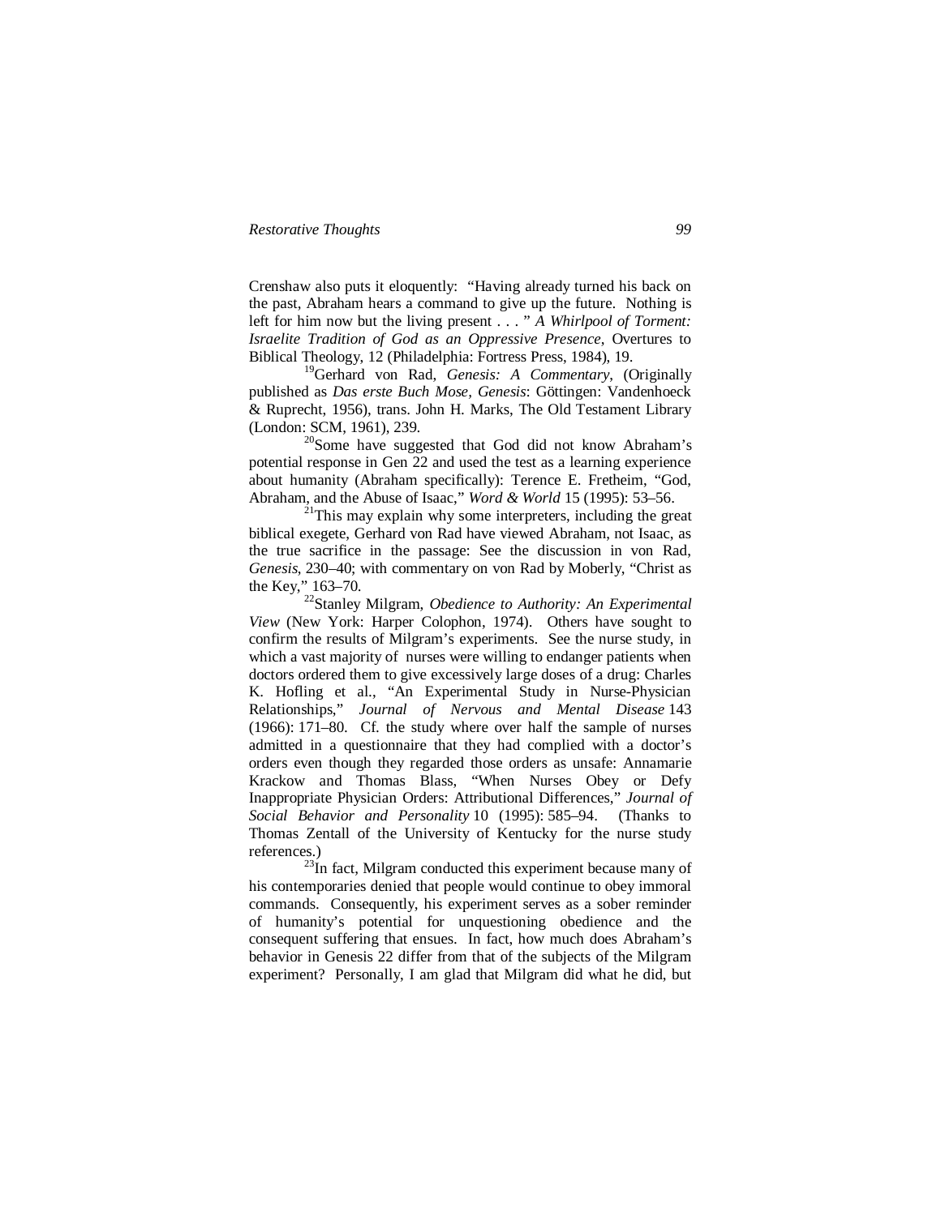Crenshaw also puts it eloquently: "Having already turned his back on the past, Abraham hears a command to give up the future. Nothing is left for him now but the living present . . . " *A Whirlpool of Torment: Israelite Tradition of God as an Oppressive Presence*, Overtures to Biblical Theology, 12 (Philadelphia: Fortress Press, 1984), 19.

[19]Gerhard von Rad, *Genesis: A Commentary*, (Originally published as *Das erste Buch Mose, Genesis*: Göttingen: Vandenhoeck & Ruprecht, 1956), trans. John H. Marks, The Old Testament Library (London: SCM, 1961), 239.

[20]Some have suggested that God did not know Abraham's potential response in Gen 22 and used the test as a learning experience about humanity (Abraham specifically): Terence E. Fretheim, "God, Abraham, and the Abuse of Isaac," *Word & World* 15 (1995): 53–56.

[21]This may explain why some interpreters, including the great biblical exegete, Gerhard von Rad have viewed Abraham, not Isaac, as the true sacrifice in the passage: See the discussion in von Rad, *Genesis*, 230–40; with commentary on von Rad by Moberly, "Christ as the Key," 163–70.

[22]Stanley Milgram, *Obedience to Authority: An Experimental View* (New York: Harper Colophon, 1974). Others have sought to confirm the results of Milgram's experiments. See the nurse study, in which a vast majority of nurses were willing to endanger patients when doctors ordered them to give excessively large doses of a drug: Charles K. Hofling et al., "An Experimental Study in Nurse-Physician Relationships," *Journal of Nervous and Mental Disease* 143 (1966): 171–80. Cf. the study where over half the sample of nurses admitted in a questionnaire that they had complied with a doctor's orders even though they regarded those orders as unsafe: Annamarie Krackow and Thomas Blass, "When Nurses Obey or Defy Inappropriate Physician Orders: Attributional Differences," *Journal of Social Behavior and Personality* 10 (1995): 585–94. (Thanks to Thomas Zentall of the University of Kentucky for the nurse study references.)

[23]In fact, Milgram conducted this experiment because many of his contemporaries denied that people would continue to obey immoral commands. Consequently, his experiment serves as a sober reminder of humanity's potential for unquestioning obedience and the consequent suffering that ensues. In fact, how much does Abraham's behavior in Genesis 22 differ from that of the subjects of the Milgram experiment? Personally, I am glad that Milgram did what he did, but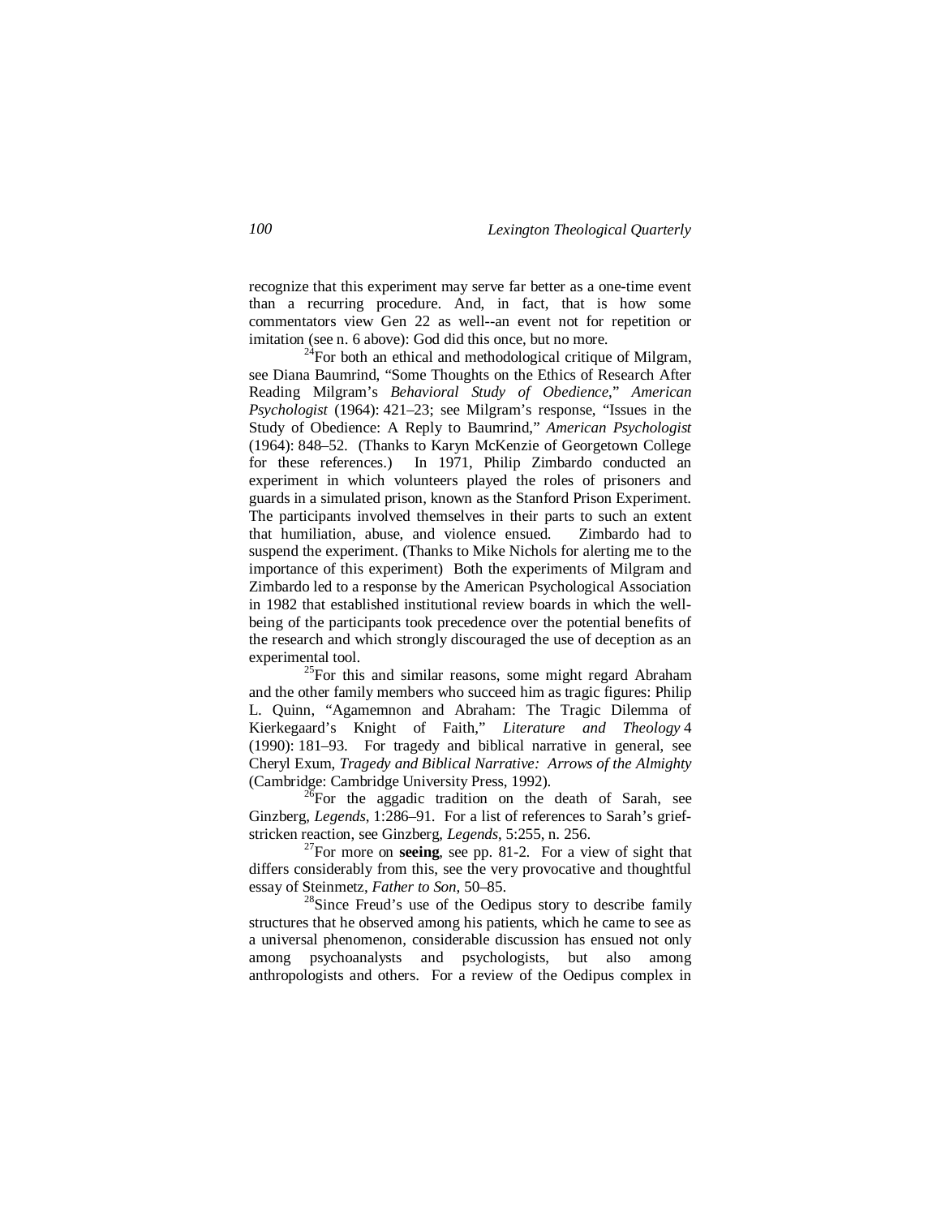recognize that this experiment may serve far better as a one-time event than a recurring procedure. And, in fact, that is how some commentators view Gen 22 as well--an event not for repetition or imitation (see n. 6 above): God did this once, but no more.

[24]For both an ethical and methodological critique of Milgram, see Diana Baumrind, “Some Thoughts on the Ethics of Research After Reading Milgram’s *Behavioral Study of Obedience*,” *American Psychologist* (1964): 421–23; see Milgram’s response, “Issues in the Study of Obedience: A Reply to Baumrind,” *American Psychologist* (1964): 848–52. (Thanks to Karyn McKenzie of Georgetown College for these references.) In 1971, Philip Zimbardo conducted an experiment in which volunteers played the roles of prisoners and guards in a simulated prison, known as the Stanford Prison Experiment. The participants involved themselves in their parts to such an extent that humiliation, abuse, and violence ensued. Zimbardo had to suspend the experiment. (Thanks to Mike Nichols for alerting me to the importance of this experiment) Both the experiments of Milgram and Zimbardo led to a response by the American Psychological Association in 1982 that established institutional review boards in which the well-being of the participants took precedence over the potential benefits of the research and which strongly discouraged the use of deception as an experimental tool.

[25]For this and similar reasons, some might regard Abraham and the other family members who succeed him as tragic figures: Philip L. Quinn, “Agamemnon and Abraham: The Tragic Dilemma of Kierkegaard’s Knight of Faith,” *Literature and Theology* 4 (1990): 181–93. For tragedy and biblical narrative in general, see Cheryl Exum, *Tragedy and Biblical Narrative: Arrows of the Almighty* (Cambridge: Cambridge University Press, 1992).

[26]For the aggadic tradition on the death of Sarah, see Ginzberg, *Legends*, 1:286–91. For a list of references to Sarah’s grief-stricken reaction, see Ginzberg, *Legends*, 5:255, n. 256.

[27]For more on **seeing**, see pp. 81-2. For a view of sight that differs considerably from this, see the very provocative and thoughtful essay of Steinmetz, *Father to Son*, 50–85.

[28]Since Freud’s use of the Oedipus story to describe family structures that he observed among his patients, which he came to see as a universal phenomenon, considerable discussion has ensued not only among psychoanalysts and psychologists, but also among anthropologists and others. For a review of the Oedipus complex in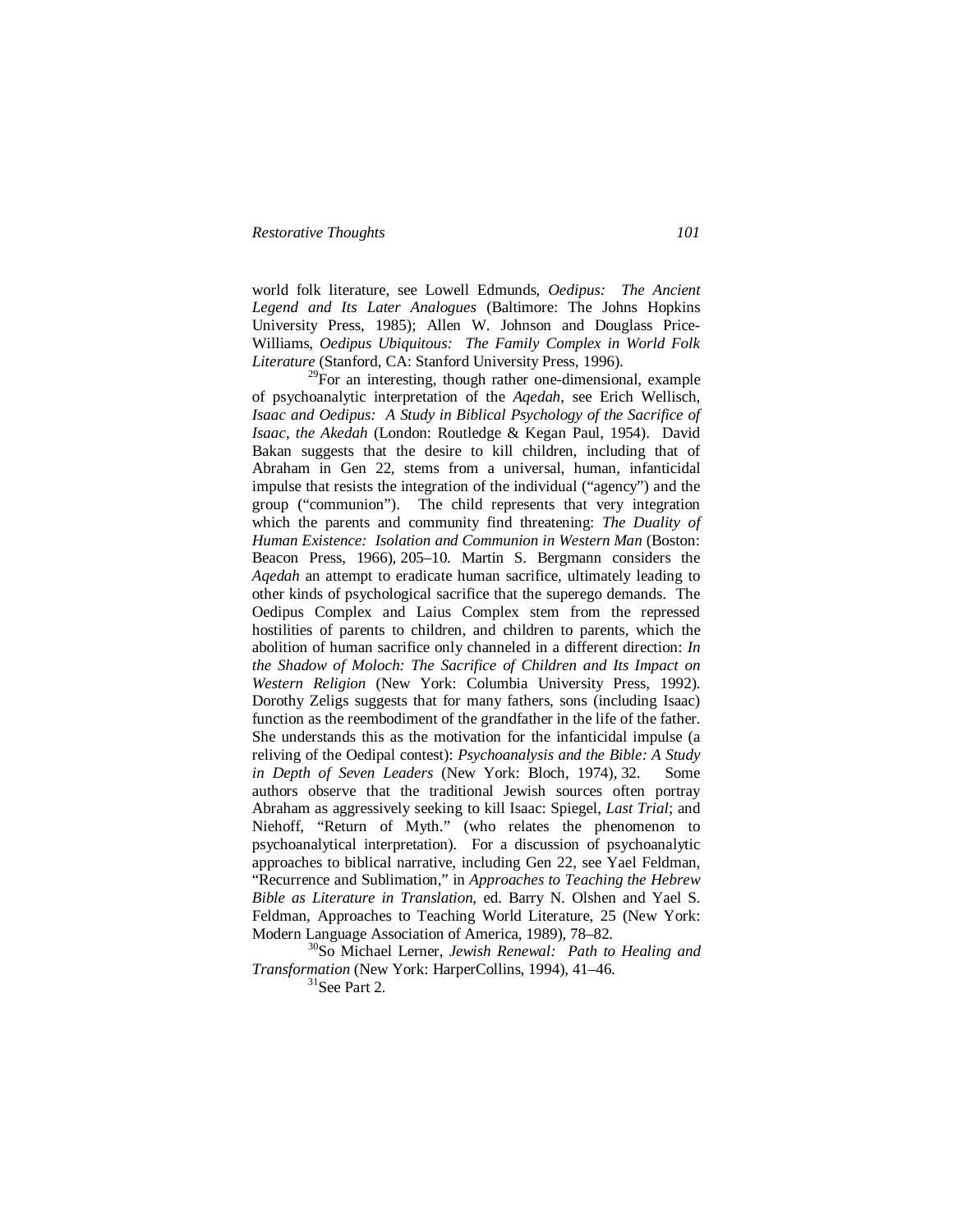world folk literature, see Lowell Edmunds, *Oedipus: The Ancient Legend and Its Later Analogues* (Baltimore: The Johns Hopkins University Press, 1985); Allen W. Johnson and Douglass Price-Williams, *Oedipus Ubiquitous: The Family Complex in World Folk Literature* (Stanford, CA: Stanford University Press, 1996).

[29]For an interesting, though rather one-dimensional, example of psychoanalytic interpretation of the *Aqedah*, see Erich Wellisch, *Isaac and Oedipus: A Study in Biblical Psychology of the Sacrifice of Isaac, the Akedah* (London: Routledge & Kegan Paul, 1954). David Bakan suggests that the desire to kill children, including that of Abraham in Gen 22, stems from a universal, human, infanticidal impulse that resists the integration of the individual ("agency") and the group ("communion"). The child represents that very integration which the parents and community find threatening: *The Duality of Human Existence: Isolation and Communion in Western Man* (Boston: Beacon Press, 1966), 205–10. Martin S. Bergmann considers the *Aqedah* an attempt to eradicate human sacrifice, ultimately leading to other kinds of psychological sacrifice that the superego demands. The Oedipus Complex and Laius Complex stem from the repressed hostilities of parents to children, and children to parents, which the abolition of human sacrifice only channeled in a different direction: *In the Shadow of Moloch: The Sacrifice of Children and Its Impact on Western Religion* (New York: Columbia University Press, 1992). Dorothy Zeligs suggests that for many fathers, sons (including Isaac) function as the reembodiment of the grandfather in the life of the father. She understands this as the motivation for the infanticidal impulse (a reliving of the Oedipal contest): *Psychoanalysis and the Bible: A Study in Depth of Seven Leaders* (New York: Bloch, 1974), 32. Some authors observe that the traditional Jewish sources often portray Abraham as aggressively seeking to kill Isaac: Spiegel, *Last Trial*; and Niehoff, "Return of Myth." (who relates the phenomenon to psychoanalytical interpretation). For a discussion of psychoanalytic approaches to biblical narrative, including Gen 22, see Yael Feldman, "Recurrence and Sublimation," in *Approaches to Teaching the Hebrew Bible as Literature in Translation*, ed. Barry N. Olshen and Yael S. Feldman, Approaches to Teaching World Literature, 25 (New York: Modern Language Association of America, 1989), 78–82.

[30]So Michael Lerner, *Jewish Renewal: Path to Healing and Transformation* (New York: HarperCollins, 1994), 41–46.

[31]See Part 2.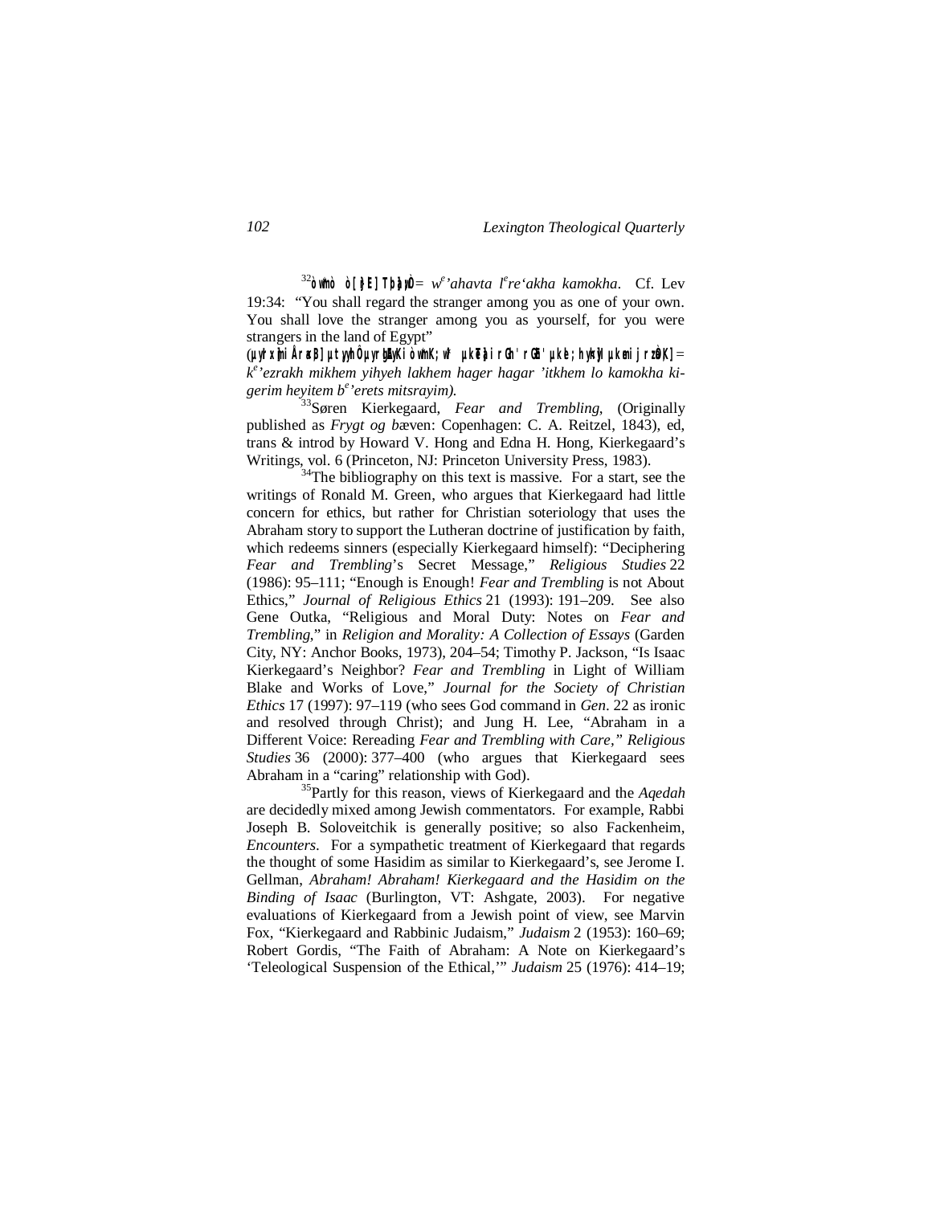[32]òwmò ò[ þE] Tbþ ywÒ = *w*[e]*'ahavta l*[e]*re'akha kamokha*. Cf. Lev 19:34: "You shall regard the stranger among you as one of your own. You shall love the stranger among you as yourself, for you were strangers in the land of Egypt"

(µyrx]mi Åra,B] µtyyhÔ µyrgEAyKi òwmK; wl; µkTeþairGh' rGh' µkle ;hyhy] µkemi jrzÞK] = *k*[e]*'ezrakh mikhem yihyeh lakhem hager hagar 'itkhem lo kamokha ki-gerim heyitem b*[e]*'erets mitsrayim).*

[33]Søren Kierkegaard, *Fear and Trembling*, (Originally published as *Frygt og b*æven: Copenhagen: C. A. Reitzel, 1843), ed, trans & introd by Howard V. Hong and Edna H. Hong, Kierkegaard's Writings, vol. 6 (Princeton, NJ: Princeton University Press, 1983).

[34]The bibliography on this text is massive. For a start, see the writings of Ronald M. Green, who argues that Kierkegaard had little concern for ethics, but rather for Christian soteriology that uses the Abraham story to support the Lutheran doctrine of justification by faith, which redeems sinners (especially Kierkegaard himself): "Deciphering *Fear and Trembling*'s Secret Message," *Religious Studies* 22 (1986): 95–111; "Enough is Enough! *Fear and Trembling* is not About Ethics," *Journal of Religious Ethics* 21 (1993): 191–209. See also Gene Outka, "Religious and Moral Duty: Notes on *Fear and Trembling*," in *Religion and Morality: A Collection of Essays* (Garden City, NY: Anchor Books, 1973), 204–54; Timothy P. Jackson, "Is Isaac Kierkegaard's Neighbor? *Fear and Trembling* in Light of William Blake and Works of Love," *Journal for the Society of Christian Ethics* 17 (1997): 97–119 (who sees God command in *Gen*. 22 as ironic and resolved through Christ); and Jung H. Lee, "Abraham in a Different Voice: Rereading *Fear and Trembling with Care," Religious Studies* 36 (2000): 377–400 (who argues that Kierkegaard sees Abraham in a "caring" relationship with God).

[35]Partly for this reason, views of Kierkegaard and the *Aqedah* are decidedly mixed among Jewish commentators. For example, Rabbi Joseph B. Soloveitchik is generally positive; so also Fackenheim, *Encounters*. For a sympathetic treatment of Kierkegaard that regards the thought of some Hasidim as similar to Kierkegaard's, see Jerome I. Gellman, *Abraham! Abraham! Kierkegaard and the Hasidim on the Binding of Isaac* (Burlington, VT: Ashgate, 2003). For negative evaluations of Kierkegaard from a Jewish point of view, see Marvin Fox, "Kierkegaard and Rabbinic Judaism," *Judaism* 2 (1953): 160–69; Robert Gordis, "The Faith of Abraham: A Note on Kierkegaard's 'Teleological Suspension of the Ethical,'" *Judaism* 25 (1976): 414–19;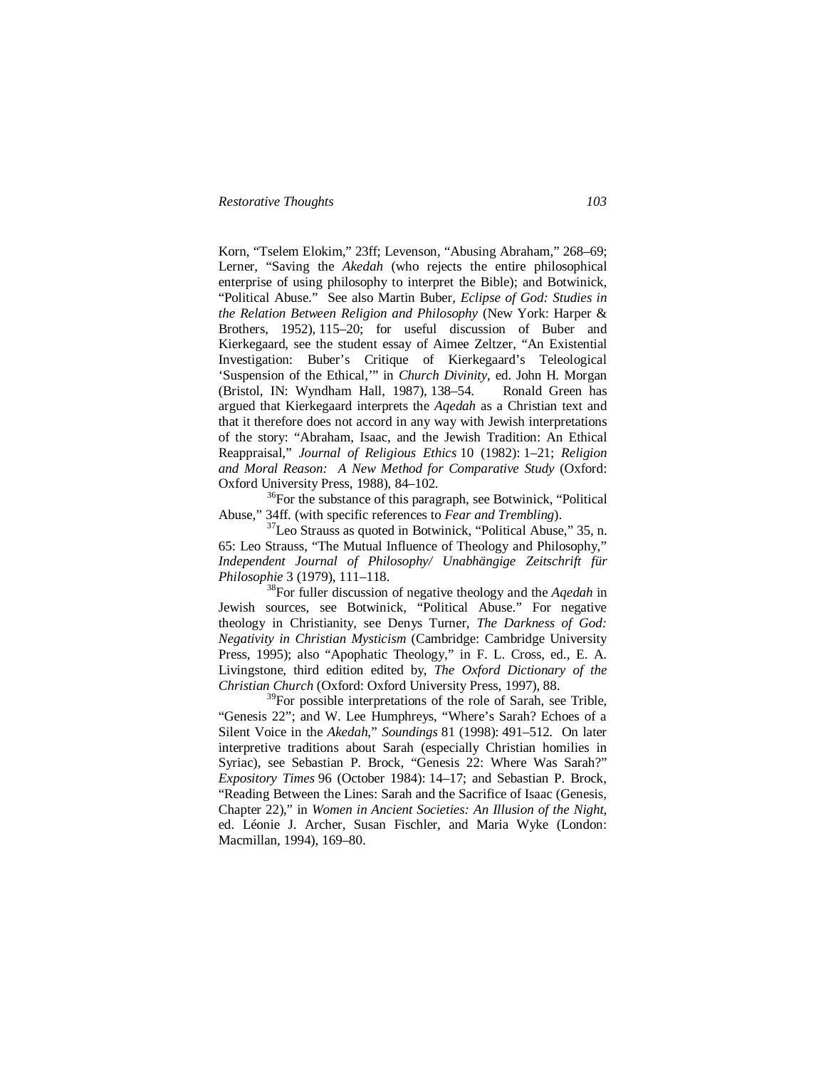Korn, "Tselem Elokim," 23ff; Levenson, "Abusing Abraham," 268–69; Lerner, "Saving the *Akedah* (who rejects the entire philosophical enterprise of using philosophy to interpret the Bible); and Botwinick, "Political Abuse." See also Martin Buber, *Eclipse of God: Studies in the Relation Between Religion and Philosophy* (New York: Harper & Brothers, 1952), 115–20; for useful discussion of Buber and Kierkegaard, see the student essay of Aimee Zeltzer, "An Existential Investigation: Buber's Critique of Kierkegaard's Teleological 'Suspension of the Ethical,'" in *Church Divinity*, ed. John H. Morgan (Bristol, IN: Wyndham Hall, 1987), 138–54. Ronald Green has argued that Kierkegaard interprets the *Aqedah* as a Christian text and that it therefore does not accord in any way with Jewish interpretations of the story: "Abraham, Isaac, and the Jewish Tradition: An Ethical Reappraisal," *Journal of Religious Ethics* 10 (1982): 1–21; *Religion and Moral Reason: A New Method for Comparative Study* (Oxford: Oxford University Press, 1988), 84–102.

[36]For the substance of this paragraph, see Botwinick, "Political Abuse," 34ff. (with specific references to *Fear and Trembling*).

[37]Leo Strauss as quoted in Botwinick, "Political Abuse," 35, n. 65: Leo Strauss, "The Mutual Influence of Theology and Philosophy," *Independent Journal of Philosophy/ Unabhängige Zeitschrift für Philosophie* 3 (1979), 111–118.

[38]For fuller discussion of negative theology and the *Aqedah* in Jewish sources, see Botwinick, "Political Abuse." For negative theology in Christianity, see Denys Turner, *The Darkness of God: Negativity in Christian Mysticism* (Cambridge: Cambridge University Press, 1995); also "Apophatic Theology," in F. L. Cross, ed., E. A. Livingstone, third edition edited by, *The Oxford Dictionary of the Christian Church* (Oxford: Oxford University Press, 1997), 88.

[39]For possible interpretations of the role of Sarah, see Trible, "Genesis 22"; and W. Lee Humphreys, "Where's Sarah? Echoes of a Silent Voice in the *Akedah*," *Soundings* 81 (1998): 491–512. On later interpretive traditions about Sarah (especially Christian homilies in Syriac), see Sebastian P. Brock, "Genesis 22: Where Was Sarah?" *Expository Times* 96 (October 1984): 14–17; and Sebastian P. Brock, "Reading Between the Lines: Sarah and the Sacrifice of Isaac (Genesis, Chapter 22)," in *Women in Ancient Societies: An Illusion of the Night*, ed. Léonie J. Archer, Susan Fischler, and Maria Wyke (London: Macmillan, 1994), 169–80.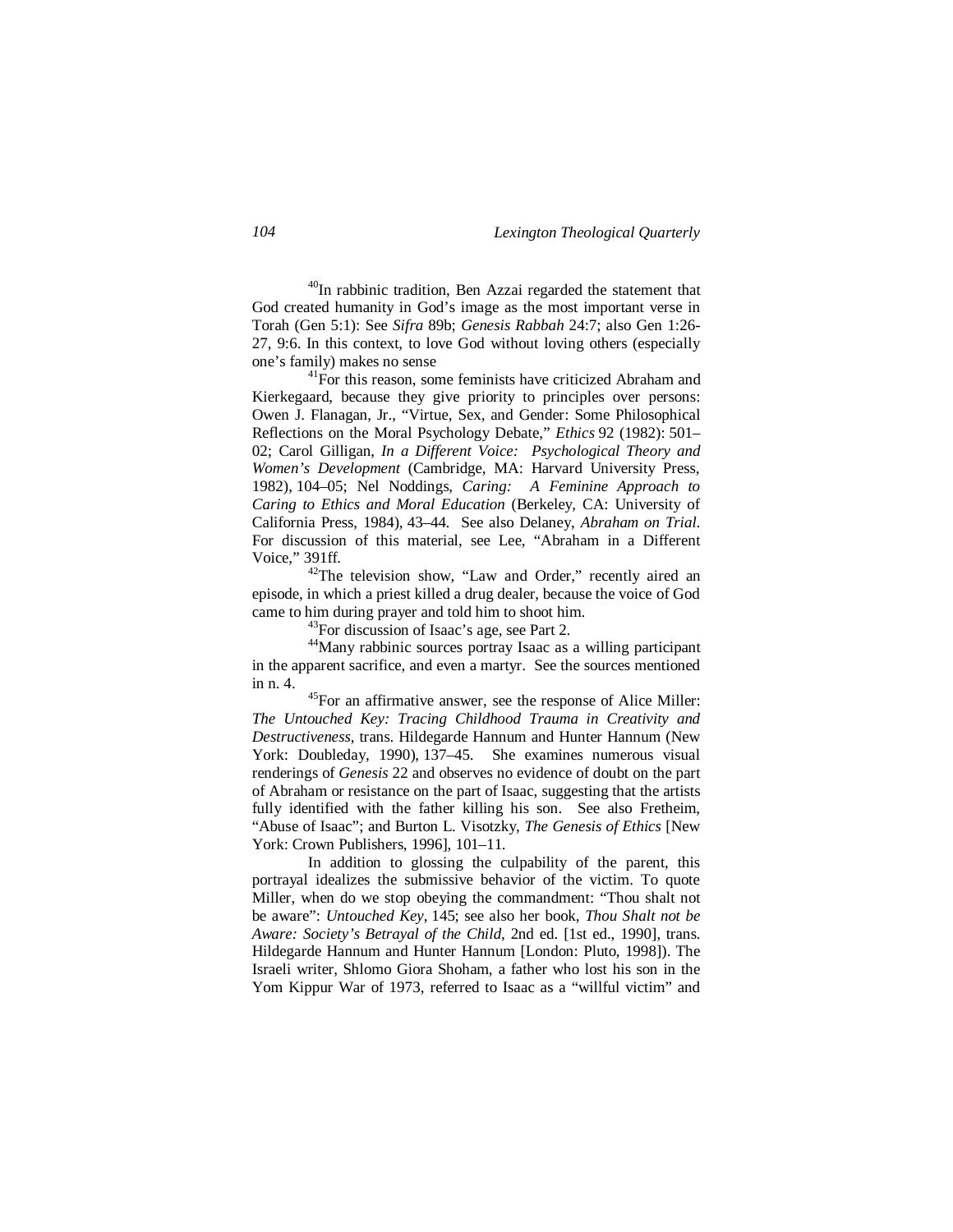[40]In rabbinic tradition, Ben Azzai regarded the statement that God created humanity in God's image as the most important verse in Torah (Gen 5:1): See *Sifra* 89b; *Genesis Rabbah* 24:7; also Gen 1:26-27, 9:6. In this context, to love God without loving others (especially one's family) makes no sense

[41]For this reason, some feminists have criticized Abraham and Kierkegaard, because they give priority to principles over persons: Owen J. Flanagan, Jr., "Virtue, Sex, and Gender: Some Philosophical Reflections on the Moral Psychology Debate," *Ethics* 92 (1982): 501–02; Carol Gilligan, *In a Different Voice: Psychological Theory and Women's Development* (Cambridge, MA: Harvard University Press, 1982), 104–05; Nel Noddings, *Caring: A Feminine Approach to Caring to Ethics and Moral Education* (Berkeley, CA: University of California Press, 1984), 43–44. See also Delaney, *Abraham on Trial*. For discussion of this material, see Lee, "Abraham in a Different Voice," 391ff.

[42]The television show, "Law and Order," recently aired an episode, in which a priest killed a drug dealer, because the voice of God came to him during prayer and told him to shoot him.

[43]For discussion of Isaac's age, see Part 2.

[44]Many rabbinic sources portray Isaac as a willing participant in the apparent sacrifice, and even a martyr. See the sources mentioned in n. 4.

[45]For an affirmative answer, see the response of Alice Miller: *The Untouched Key: Tracing Childhood Trauma in Creativity and Destructiveness*, trans. Hildegarde Hannum and Hunter Hannum (New York: Doubleday, 1990), 137–45. She examines numerous visual renderings of *Genesis* 22 and observes no evidence of doubt on the part of Abraham or resistance on the part of Isaac, suggesting that the artists fully identified with the father killing his son. See also Fretheim, "Abuse of Isaac"; and Burton L. Visotzky, *The Genesis of Ethics* [New York: Crown Publishers, 1996], 101–11.

In addition to glossing the culpability of the parent, this portrayal idealizes the submissive behavior of the victim. To quote Miller, when do we stop obeying the commandment: "Thou shalt not be aware": *Untouched Key*, 145; see also her book, *Thou Shalt not be Aware: Society's Betrayal of the Child*, 2nd ed. [1st ed., 1990], trans. Hildegarde Hannum and Hunter Hannum [London: Pluto, 1998]). The Israeli writer, Shlomo Giora Shoham, a father who lost his son in the Yom Kippur War of 1973, referred to Isaac as a "willful victim" and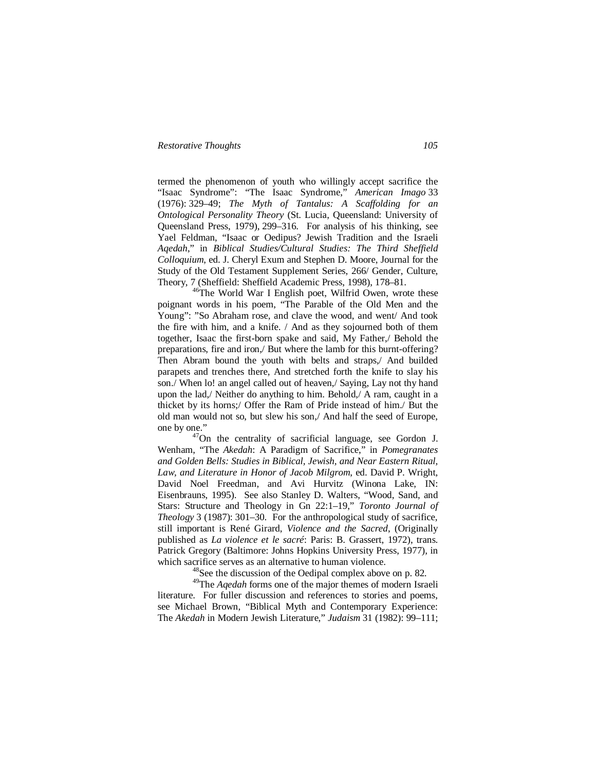termed the phenomenon of youth who willingly accept sacrifice the "Isaac Syndrome": "The Isaac Syndrome," *American Imago* 33 (1976): 329–49; *The Myth of Tantalus: A Scaffolding for an Ontological Personality Theory* (St. Lucia, Queensland: University of Queensland Press, 1979), 299–316. For analysis of his thinking, see Yael Feldman, "Isaac or Oedipus? Jewish Tradition and the Israeli *Aqedah*," in *Biblical Studies/Cultural Studies: The Third Sheffield Colloquium*, ed. J. Cheryl Exum and Stephen D. Moore, Journal for the Study of the Old Testament Supplement Series, 266/ Gender, Culture, Theory, 7 (Sheffield: Sheffield Academic Press, 1998), 178–81.

[46]The World War I English poet, Wilfrid Owen, wrote these poignant words in his poem, "The Parable of the Old Men and the Young": "So Abraham rose, and clave the wood, and went/ And took the fire with him, and a knife. / And as they sojourned both of them together, Isaac the first-born spake and said, My Father,/ Behold the preparations, fire and iron,/ But where the lamb for this burnt-offering? Then Abram bound the youth with belts and straps,/ And builded parapets and trenches there, And stretched forth the knife to slay his son./ When lo! an angel called out of heaven,/ Saying, Lay not thy hand upon the lad,/ Neither do anything to him. Behold,/ A ram, caught in a thicket by its horns;/ Offer the Ram of Pride instead of him./ But the old man would not so, but slew his son,/ And half the seed of Europe, one by one."

[47]On the centrality of sacrificial language, see Gordon J. Wenham, "The *Akedah*: A Paradigm of Sacrifice," in *Pomegranates and Golden Bells: Studies in Biblical, Jewish, and Near Eastern Ritual, Law, and Literature in Honor of Jacob Milgrom*, ed. David P. Wright, David Noel Freedman, and Avi Hurvitz (Winona Lake, IN: Eisenbrauns, 1995). See also Stanley D. Walters, "Wood, Sand, and Stars: Structure and Theology in Gn 22:1–19," *Toronto Journal of Theology* 3 (1987): 301–30. For the anthropological study of sacrifice, still important is René Girard, *Violence and the Sacred*, (Originally published as *La violence et le sacré*: Paris: B. Grassert, 1972), trans. Patrick Gregory (Baltimore: Johns Hopkins University Press, 1977), in which sacrifice serves as an alternative to human violence.

[48]See the discussion of the Oedipal complex above on p. 82.

[49]The *Aqedah* forms one of the major themes of modern Israeli literature. For fuller discussion and references to stories and poems, see Michael Brown, "Biblical Myth and Contemporary Experience: The *Akedah* in Modern Jewish Literature," *Judaism* 31 (1982): 99–111;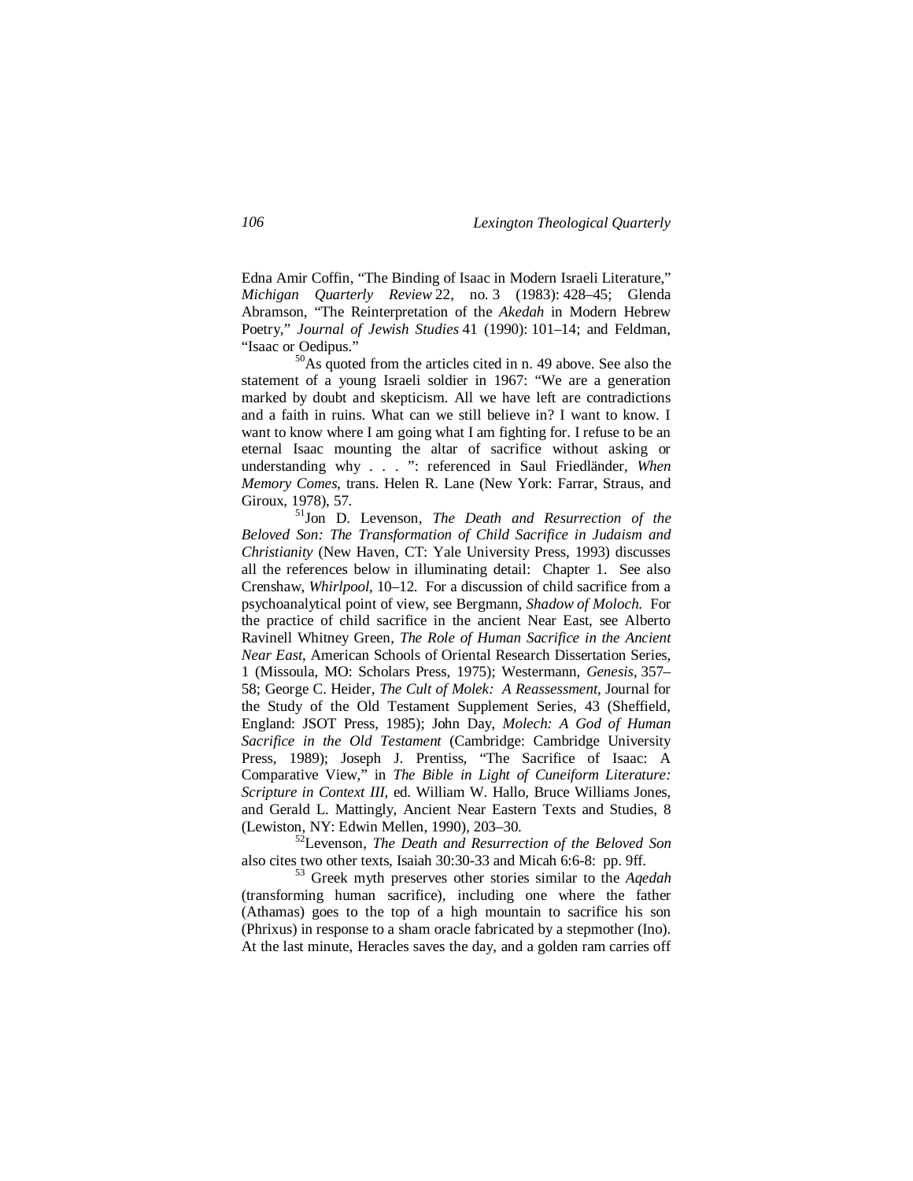Edna Amir Coffin, "The Binding of Isaac in Modern Israeli Literature," *Michigan Quarterly Review* 22, no. 3 (1983): 428–45; Glenda Abramson, "The Reinterpretation of the *Akedah* in Modern Hebrew Poetry," *Journal of Jewish Studies* 41 (1990): 101–14; and Feldman, "Isaac or Oedipus."

[50]As quoted from the articles cited in n. 49 above. See also the statement of a young Israeli soldier in 1967: "We are a generation marked by doubt and skepticism. All we have left are contradictions and a faith in ruins. What can we still believe in? I want to know. I want to know where I am going what I am fighting for. I refuse to be an eternal Isaac mounting the altar of sacrifice without asking or understanding why . . . ": referenced in Saul Friedländer, *When Memory Comes*, trans. Helen R. Lane (New York: Farrar, Straus, and Giroux, 1978), 57.

[51]Jon D. Levenson, *The Death and Resurrection of the Beloved Son: The Transformation of Child Sacrifice in Judaism and Christianity* (New Haven, CT: Yale University Press, 1993) discusses all the references below in illuminating detail: Chapter 1. See also Crenshaw, *Whirlpool*, 10–12. For a discussion of child sacrifice from a psychoanalytical point of view, see Bergmann, *Shadow of Moloch*. For the practice of child sacrifice in the ancient Near East, see Alberto Ravinell Whitney Green, *The Role of Human Sacrifice in the Ancient Near East*, American Schools of Oriental Research Dissertation Series, 1 (Missoula, MO: Scholars Press, 1975); Westermann, *Genesis*, 357–58; George C. Heider, *The Cult of Molek: A Reassessment*, Journal for the Study of the Old Testament Supplement Series, 43 (Sheffield, England: JSOT Press, 1985); John Day, *Molech: A God of Human Sacrifice in the Old Testament* (Cambridge: Cambridge University Press, 1989); Joseph J. Prentiss, "The Sacrifice of Isaac: A Comparative View," in *The Bible in Light of Cuneiform Literature: Scripture in Context III*, ed. William W. Hallo, Bruce Williams Jones, and Gerald L. Mattingly, Ancient Near Eastern Texts and Studies, 8 (Lewiston, NY: Edwin Mellen, 1990), 203–30.

[52]Levenson, *The Death and Resurrection of the Beloved Son* also cites two other texts, Isaiah 30:30-33 and Micah 6:6-8: pp. 9ff.

[53] Greek myth preserves other stories similar to the *Aqedah* (transforming human sacrifice), including one where the father (Athamas) goes to the top of a high mountain to sacrifice his son (Phrixus) in response to a sham oracle fabricated by a stepmother (Ino). At the last minute, Heracles saves the day, and a golden ram carries off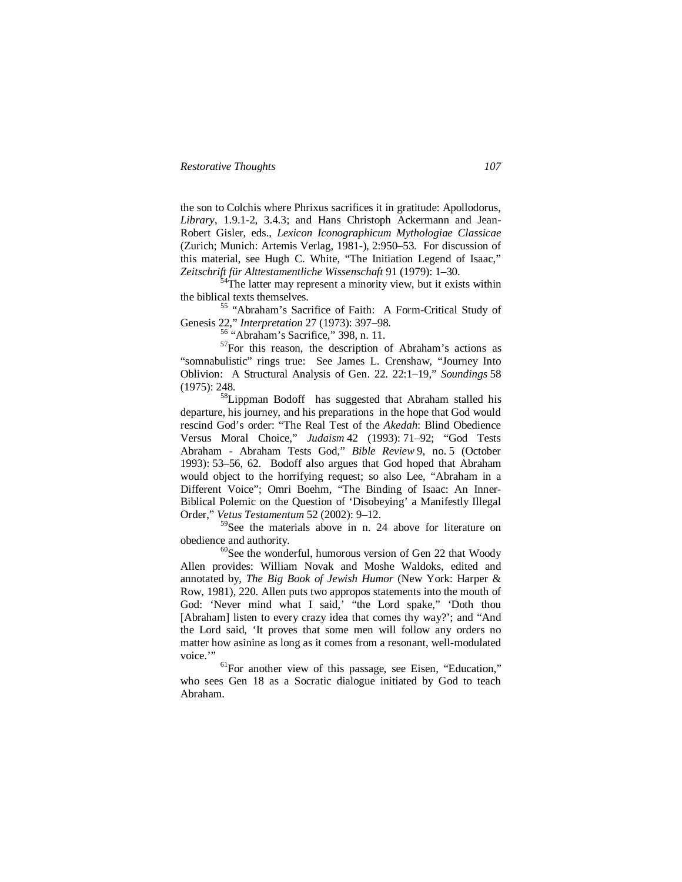the son to Colchis where Phrixus sacrifices it in gratitude: Apollodorus, *Library*, 1.9.1-2, 3.4.3; and Hans Christoph Ackermann and Jean-Robert Gisler, eds., *Lexicon Iconographicum Mythologiae Classicae* (Zurich; Munich: Artemis Verlag, 1981-), 2:950–53. For discussion of this material, see Hugh C. White, "The Initiation Legend of Isaac," *Zeitschrift für Alttestamentliche Wissenschaft* 91 (1979): 1–30.

[54]The latter may represent a minority view, but it exists within the biblical texts themselves.

[55] "Abraham's Sacrifice of Faith: A Form-Critical Study of Genesis 22," *Interpretation* 27 (1973): 397–98.

[56] "Abraham's Sacrifice," 398, n. 11.

[57]For this reason, the description of Abraham's actions as "somnabulistic" rings true: See James L. Crenshaw, "Journey Into Oblivion: A Structural Analysis of Gen. 22. 22:1–19," *Soundings* 58 (1975): 248.

[58]Lippman Bodoff has suggested that Abraham stalled his departure, his journey, and his preparations in the hope that God would rescind God's order: "The Real Test of the *Akedah*: Blind Obedience Versus Moral Choice," *Judaism* 42 (1993): 71–92; "God Tests Abraham - Abraham Tests God," *Bible Review* 9, no. 5 (October 1993): 53–56, 62. Bodoff also argues that God hoped that Abraham would object to the horrifying request; so also Lee, "Abraham in a Different Voice"; Omri Boehm, "The Binding of Isaac: An Inner-Biblical Polemic on the Question of 'Disobeying' a Manifestly Illegal Order," *Vetus Testamentum* 52 (2002): 9–12.

[59]See the materials above in n. 24 above for literature on obedience and authority.

[60]See the wonderful, humorous version of Gen 22 that Woody Allen provides: William Novak and Moshe Waldoks, edited and annotated by, *The Big Book of Jewish Humor* (New York: Harper & Row, 1981), 220. Allen puts two appropos statements into the mouth of God: 'Never mind what I said,' "the Lord spake," 'Doth thou [Abraham] listen to every crazy idea that comes thy way?'; and "And the Lord said, 'It proves that some men will follow any orders no matter how asinine as long as it comes from a resonant, well-modulated voice.'"

[61]For another view of this passage, see Eisen, "Education," who sees Gen 18 as a Socratic dialogue initiated by God to teach Abraham.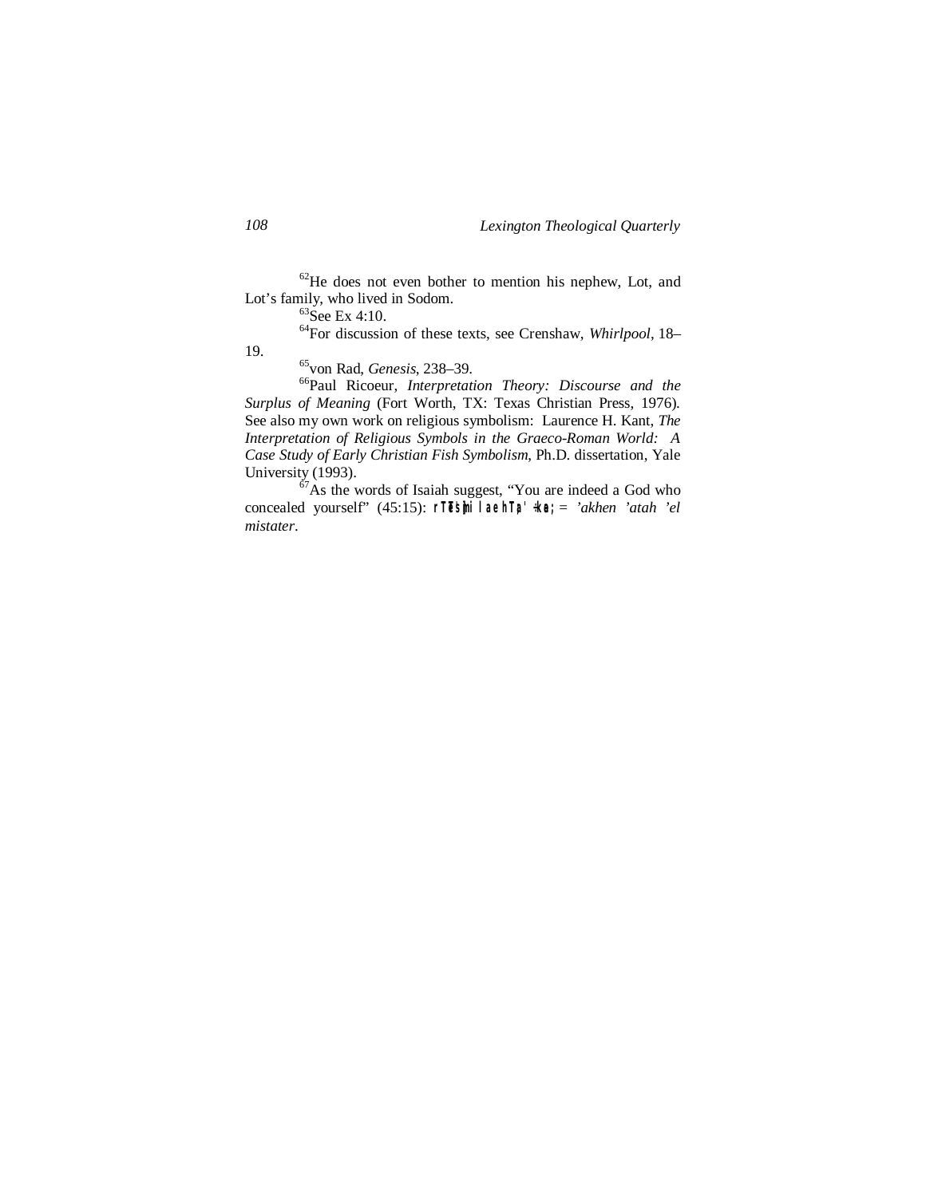[62]He does not even bother to mention his nephew, Lot, and Lot's family, who lived in Sodom.

[63]See Ex 4:10.

[64]For discussion of these texts, see Crenshaw, *Whirlpool*, 18–19.

[65]von Rad, *Genesis*, 238–39.

[66]Paul Ricoeur, *Interpretation Theory: Discourse and the Surplus of Meaning* (Fort Worth, TX: Texas Christian Press, 1976). See also my own work on religious symbolism: Laurence H. Kant, *The Interpretation of Religious Symbols in the Graeco-Roman World: A Case Study of Early Christian Fish Symbolism*, Ph.D. dissertation, Yale University (1993).

[67]As the words of Isaiah suggest, "You are indeed a God who concealed yourself" (45:15): rTeTsmi laehTa' +ke; = *'akhen 'atah 'el mistater*.